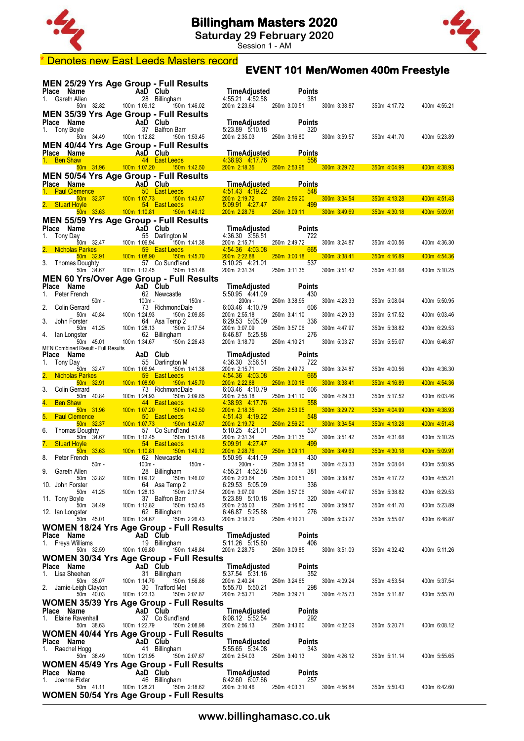# Billingham Masters 2020

**Saturday 29 February 2020**

Session 1 - AM

\* Denotes new East Leeds Masters record

## EVENT 101 Men/Women 400m Freestyle

### MEN 25/29 Yrs Age Group - Full Results

| Place | Name | AaD | Club | Time | Adjusted | Points |
|---|---|---|---|---|---|---|
| 1. | Gareth Allen | 28 | Billingham | 4:55.21 | 4:52.58 | 381 |

50m 32.82 100m 1:09.12 150m 1:46.02 200m 2:23.64 250m 3:00.51 300m 3:38.87 350m 4:17.72 400m 4:55.21

### MEN 35/39 Yrs Age Group - Full Results

| Place | Name | AaD | Club | Time | Adjusted | Points |
|---|---|---|---|---|---|---|
| 1. | Tony Boyle | 37 | Balfron Barr | 5:23.89 | 5:10.18 | 320 |

50m 34.49 100m 1:12.82 150m 1:53.45 200m 2:35.03 250m 3:16.80 300m 3:59.57 350m 4:41.70 400m 5:23.89

### MEN 40/44 Yrs Age Group - Full Results

| Place | Name | AaD | Club | Time | Adjusted | Points |
|---|---|---|---|---|---|---|
| 1. | Ben Shaw | 44 | East Leeds | 4:38.93 | 4:17.76 | 558 |

50m 31.96 100m 1:07.20 150m 1:42.50 200m 2:18.35 250m 2:53.95 300m 3:29.72 350m 4:04.99 400m 4:38.93

### MEN 50/54 Yrs Age Group - Full Results

| Place | Name | AaD | Club | Time | Adjusted | Points |
|---|---|---|---|---|---|---|
| 1. | Paul Clemence | 50 | East Leeds | 4:51.43 | 4:19.22 | 548 |
| 2. | Stuart Hoyle | 54 | East Leeds | 5:09.91 | 4:27.47 | 499 |

Paul Clemence: 50m 32.37 100m 1:07.73 150m 1:43.67 200m 2:19.72 250m 2:56.20 300m 3:34.54 350m 4:13.28 400m 4:51.43

Stuart Hoyle: 50m 33.63 100m 1:10.81 150m 1:49.12 200m 2:28.76 250m 3:09.11 300m 3:49.69 350m 4:30.18 400m 5:09.91

### MEN 55/59 Yrs Age Group - Full Results

| Place | Name | AaD | Club | Time | Adjusted | Points |
|---|---|---|---|---|---|---|
| 1. | Tony Day | 55 | Darlington M | 4:36.30 | 3:56.51 | 722 |
| 2. | Nicholas Parkes | 59 | East Leeds | 4:54.36 | 4:03.08 | 665 |
| 3. | Thomas Doughty | 57 | Co Sund'land | 5:10.25 | 4:21.01 | 537 |

Tony Day: 50m 32.47 100m 1:06.94 150m 1:41.38 200m 2:15.71 250m 2:49.72 300m 3:24.87 350m 4:00.56 400m 4:36.30

Nicholas Parkes: 50m 32.91 100m 1:08.90 150m 1:45.70 200m 2:22.88 250m 3:00.18 300m 3:38.41 350m 4:16.89 400m 4:54.36

Thomas Doughty: 50m 34.67 100m 1:12.45 150m 1:51.48 200m 2:31.34 250m 3:11.35 300m 3:51.42 350m 4:31.68 400m 5:10.25

### MEN 60 Yrs/Over Age Group - Full Results

| Place | Name | AaD | Club | Time | Adjusted | Points |
|---|---|---|---|---|---|---|
| 1. | Peter French | 62 | Newcastle | 5:50.95 | 4:41.09 | 430 |
| 2. | Colin Gerrard | 73 | RichmondDale | 6:03.46 | 4:10.79 | 606 |
| 3. | John Forster | 64 | Asa Temp 2 | 6:29.53 | 5:05.09 | 336 |
| 4. | Ian Longster | 62 | Billingham | 6:46.87 | 5:25.88 | 276 |

Peter French: 50m - 100m - 150m - 200m - 250m 3:38.95 300m 4:23.33 350m 5:08.04 400m 5:50.95

Colin Gerrard: 50m 40.84 100m 1:24.93 150m 2:09.85 200m 2:55.18 250m 3:41.10 300m 4:29.33 350m 5:17.52 400m 6:03.46

John Forster: 50m 41.25 100m 1:28.13 150m 2:17.54 200m 3:07.09 250m 3:57.06 300m 4:47.97 350m 5:38.82 400m 6:29.53

Ian Longster: 50m 45.01 100m 1:34.67 150m 2:26.43 200m 3:18.70 250m 4:10.21 300m 5:03.27 350m 5:55.07 400m 6:46.87

### MEN Combined Result - Full Results

| Place | Name | AaD | Club | Time | Adjusted | Points |
|---|---|---|---|---|---|---|
| 1. | Tony Day | 55 | Darlington M | 4:36.30 | 3:56.51 | 722 |
| 2. | Nicholas Parkes | 59 | East Leeds | 4:54.36 | 4:03.08 | 665 |
| 3. | Colin Gerrard | 73 | RichmondDale | 6:03.46 | 4:10.79 | 606 |
| 4. | Ben Shaw | 44 | East Leeds | 4:38.93 | 4:17.76 | 558 |
| 5. | Paul Clemence | 50 | East Leeds | 4:51.43 | 4:19.22 | 548 |
| 6. | Thomas Doughty | 57 | Co Sund'land | 5:10.25 | 4:21.01 | 537 |
| 7. | Stuart Hoyle | 54 | East Leeds | 5:09.91 | 4:27.47 | 499 |
| 8. | Peter French | 62 | Newcastle | 5:50.95 | 4:41.09 | 430 |
| 9. | Gareth Allen | 28 | Billingham | 4:55.21 | 4:52.58 | 381 |
| 10. | John Forster | 64 | Asa Temp 2 | 6:29.53 | 5:05.09 | 336 |
| 11. | Tony Boyle | 37 | Balfron Barr | 5:23.89 | 5:10.18 | 320 |
| 12. | Ian Longster | 62 | Billingham | 6:46.87 | 5:25.88 | 276 |

Tony Day: 50m 32.47 100m 1:06.94 150m 1:41.38 200m 2:15.71 250m 2:49.72 300m 3:24.87 350m 4:00.56 400m 4:36.30

Nicholas Parkes: 50m 32.91 100m 1:08.90 150m 1:45.70 200m 2:22.88 250m 3:00.18 300m 3:38.41 350m 4:16.89 400m 4:54.36

Colin Gerrard: 50m 40.84 100m 1:24.93 150m 2:09.85 200m 2:55.18 250m 3:41.10 300m 4:29.33 350m 5:17.52 400m 6:03.46

Ben Shaw: 50m 31.96 100m 1:07.20 150m 1:42.50 200m 2:18.35 250m 2:53.95 300m 3:29.72 350m 4:04.99 400m 4:38.93

Paul Clemence: 50m 32.37 100m 1:07.73 150m 1:43.67 200m 2:19.72 250m 2:56.20 300m 3:34.54 350m 4:13.28 400m 4:51.43

Thomas Doughty: 50m 34.67 100m 1:12.45 150m 1:51.48 200m 2:31.34 250m 3:11.35 300m 3:51.42 350m 4:31.68 400m 5:10.25

Stuart Hoyle: 50m 33.63 100m 1:10.81 150m 1:49.12 200m 2:28.76 250m 3:09.11 300m 3:49.69 350m 4:30.18 400m 5:09.91

Peter French: 50m - 100m - 150m - 200m - 250m 3:38.95 300m 4:23.33 350m 5:08.04 400m 5:50.95

Gareth Allen: 50m 32.82 100m 1:09.12 150m 1:46.02 200m 2:23.64 250m 3:00.51 300m 3:38.87 350m 4:17.72 400m 4:55.21

John Forster: 50m 41.25 100m 1:28.13 150m 2:17.54 200m 3:07.09 250m 3:57.06 300m 4:47.97 350m 5:38.82 400m 6:29.53

Tony Boyle: 50m 34.49 100m 1:12.82 150m 1:53.45 200m 2:35.03 250m 3:16.80 300m 3:59.57 350m 4:41.70 400m 5:23.89

Ian Longster: 50m 45.01 100m 1:34.67 150m 2:26.43 200m 3:18.70 250m 4:10.21 300m 5:03.27 350m 5:55.07 400m 6:46.87

### WOMEN 18/24 Yrs Age Group - Full Results

| Place | Name | AaD | Club | Time | Adjusted | Points |
|---|---|---|---|---|---|---|
| 1. | Freya Williams | 19 | Billingham | 5:11.26 | 5:15.80 | 406 |

50m 32.59 100m 1:09.80 150m 1:48.84 200m 2:28.75 250m 3:09.85 300m 3:51.09 350m 4:32.42 400m 5:11.26

### WOMEN 30/34 Yrs Age Group - Full Results

| Place | Name | AaD | Club | Time | Adjusted | Points |
|---|---|---|---|---|---|---|
| 1. | Lisa Sheehan | 31 | Billingham | 5:37.54 | 5:31.16 | 352 |
| 2. | Jamie-Leigh Clayton | 30 | Trafford Met | 5:55.70 | 5:50.21 | 298 |

Lisa Sheehan: 50m 35.07 100m 1:14.70 150m 1:56.86 200m 2:40.24 250m 3:24.65 300m 4:09.24 350m 4:53.54 400m 5:37.54

Jamie-Leigh Clayton: 50m 40.03 100m 1:23.13 150m 2:07.87 200m 2:53.71 250m 3:39.71 300m 4:25.73 350m 5:11.87 400m 5:55.70

### WOMEN 35/39 Yrs Age Group - Full Results

| Place | Name | AaD | Club | Time | Adjusted | Points |
|---|---|---|---|---|---|---|
| 1. | Elaine Ravenhall | 37 | Co Sund'land | 6:08.12 | 5:52.54 | 292 |

50m 38.63 100m 1:22.79 150m 2:08.98 200m 2:56.13 250m 3:43.60 300m 4:32.09 350m 5:20.71 400m 6:08.12

### WOMEN 40/44 Yrs Age Group - Full Results

| Place | Name | AaD | Club | Time | Adjusted | Points |
|---|---|---|---|---|---|---|
| 1. | Raechel Hogg | 41 | Billingham | 5:55.65 | 5:34.08 | 343 |

50m 38.49 100m 1:21.95 150m 2:07.67 200m 2:54.03 250m 3:40.13 300m 4:26.12 350m 5:11.14 400m 5:55.65

### WOMEN 45/49 Yrs Age Group - Full Results

| Place | Name | AaD | Club | Time | Adjusted | Points |
|---|---|---|---|---|---|---|
| 1. | Joanne Fixter | 46 | Billingham | 6:42.60 | 6:07.66 | 257 |

50m 41.11 100m 1:28.21 150m 2:18.62 200m 3:10.46 250m 4:03.31 300m 4:56.84 350m 5:50.43 400m 6:42.60

### WOMEN 50/54 Yrs Age Group - Full Results

www.billinghamasc.co.uk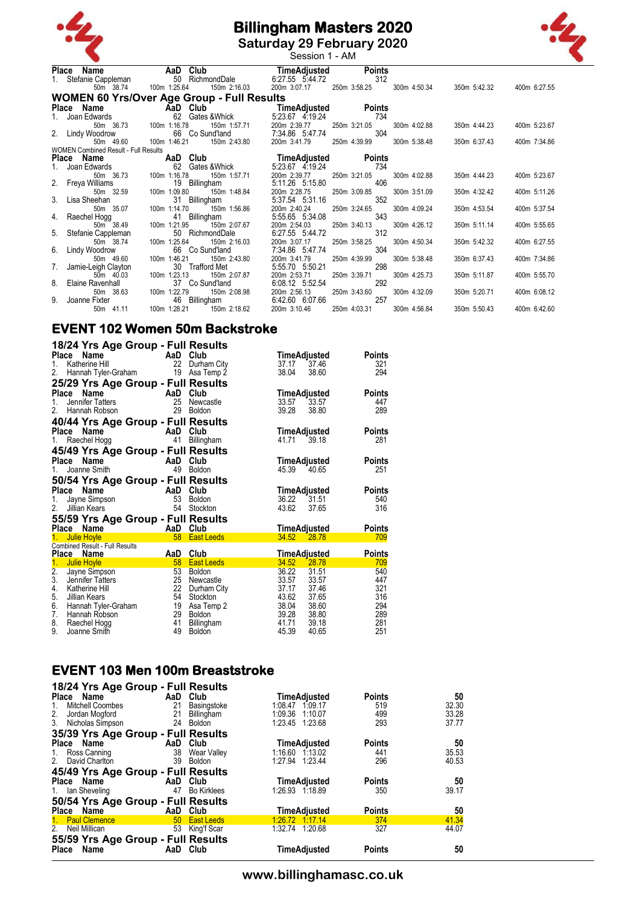# Billingham Masters 2020

## Saturday 29 February 2020

Session 1 - AM

| Place | Name | AaD | Club | Time | Adjusted | Points | | | | |
|---|---|---|---|---|---|---|---|---|---|---|
| 1. | Stefanie Cappleman | 50 | RichmondDale | 6:27.55 | 5:44.72 | 312 | | | | |
| | 50m 38.74 | 100m 1:25.64 | 150m 2:16.03 | 200m 3:07.17 | | 250m 3:58.25 | 300m 4:50.34 | 350m 5:42.32 | 400m 6:27.55 | |

### WOMEN 60 Yrs/Over Age Group - Full Results

| Place | Name | AaD | Club | Time | Adjusted | Points | | | | |
|---|---|---|---|---|---|---|---|---|---|---|
| 1. | Joan Edwards | 62 | Gates &Whick | 5:23.67 | 4:19.24 | 734 | | | | |
| | 50m 36.73 | 100m 1:16.78 | 150m 1:57.71 | 200m 2:39.77 | | 250m 3:21.05 | 300m 4:02.88 | 350m 4:44.23 | 400m 5:23.67 | |
| 2. | Lindy Woodrow | 66 | Co Sund'land | 7:34.86 | 5:47.74 | 304 | | | | |
| | 50m 49.60 | 100m 1:46.21 | 150m 2:43.80 | 200m 3:41.79 | | 250m 4:39.99 | 300m 5:38.48 | 350m 6:37.43 | 400m 7:34.86 | |

WOMEN Combined Result - Full Results

| Place | Name | AaD | Club | Time | Adjusted | Points | | | | |
|---|---|---|---|---|---|---|---|---|---|---|
| 1. | Joan Edwards | 62 | Gates &Whick | 5:23.67 | 4:19.24 | 734 | | | | |
| | 50m 36.73 | 100m 1:16.78 | 150m 1:57.71 | 200m 2:39.77 | | 250m 3:21.05 | 300m 4:02.88 | 350m 4:44.23 | 400m 5:23.67 | |
| 2. | Freya Williams | 19 | Billingham | 5:11.26 | 5:15.80 | 406 | | | | |
| | 50m 32.59 | 100m 1:09.80 | 150m 1:48.84 | 200m 2:28.75 | | 250m 3:09.85 | 300m 3:51.09 | 350m 4:32.42 | 400m 5:11.26 | |
| 3. | Lisa Sheehan | 31 | Billingham | 5:37.54 | 5:31.16 | 352 | | | | |
| | 50m 35.07 | 100m 1:14.70 | 150m 1:56.86 | 200m 2:40.24 | | 250m 3:24.65 | 300m 4:09.24 | 350m 4:53.54 | 400m 5:37.54 | |
| 4. | Raechel Hogg | 41 | Billingham | 5:55.65 | 5:34.08 | 343 | | | | |
| | 50m 38.49 | 100m 1:21.95 | 150m 2:07.67 | 200m 2:54.03 | | 250m 3:40.13 | 300m 4:26.12 | 350m 5:11.14 | 400m 5:55.65 | |
| 5. | Stefanie Cappleman | 50 | RichmondDale | 6:27.55 | 5:44.72 | 312 | | | | |
| | 50m 38.74 | 100m 1:25.64 | 150m 2:16.03 | 200m 3:07.17 | | 250m 3:58.25 | 300m 4:50.34 | 350m 5:42.32 | 400m 6:27.55 | |
| 6. | Lindy Woodrow | 66 | Co Sund'land | 7:34.86 | 5:47.74 | 304 | | | | |
| | 50m 49.60 | 100m 1:46.21 | 150m 2:43.80 | 200m 3:41.79 | | 250m 4:39.99 | 300m 5:38.48 | 350m 6:37.43 | 400m 7:34.86 | |
| 7. | Jamie-Leigh Clayton | 30 | Trafford Met | 5:55.70 | 5:50.21 | 298 | | | | |
| | 50m 40.03 | 100m 1:23.13 | 150m 2:07.87 | 200m 2:53.71 | | 250m 3:39.71 | 300m 4:25.73 | 350m 5:11.87 | 400m 5:55.70 | |
| 8. | Elaine Ravenhall | 37 | Co Sund'land | 6:08.12 | 5:52.54 | 292 | | | | |
| | 50m 38.63 | 100m 1:22.79 | 150m 2:08.98 | 200m 2:56.13 | | 250m 3:43.60 | 300m 4:32.09 | 350m 5:20.71 | 400m 6:08.12 | |
| 9. | Joanne Fixter | 46 | Billingham | 6:42.60 | 6:07.66 | 257 | | | | |
| | 50m 41.11 | 100m 1:28.21 | 150m 2:18.62 | 200m 3:10.46 | | 250m 4:03.31 | 300m 4:56.84 | 350m 5:50.43 | 400m 6:42.60 | |

## EVENT 102 Women 50m Backstroke

### 18/24 Yrs Age Group - Full Results

| Place | Name | AaD | Club | Time | Adjusted | Points |
|---|---|---|---|---|---|---|
| 1. | Katherine Hill | 22 | Durham City | 37.17 | 37.46 | 321 |
| 2. | Hannah Tyler-Graham | 19 | Asa Temp 2 | 38.04 | 38.60 | 294 |

### 25/29 Yrs Age Group - Full Results

| Place | Name | AaD | Club | Time | Adjusted | Points |
|---|---|---|---|---|---|---|
| 1. | Jennifer Tatters | 25 | Newcastle | 33.57 | 33.57 | 447 |
| 2. | Hannah Robson | 29 | Boldon | 39.28 | 38.80 | 289 |

### 40/44 Yrs Age Group - Full Results

| Place | Name | AaD | Club | Time | Adjusted | Points |
|---|---|---|---|---|---|---|
| 1. | Raechel Hogg | 41 | Billingham | 41.71 | 39.18 | 281 |

### 45/49 Yrs Age Group - Full Results

| Place | Name | AaD | Club | Time | Adjusted | Points |
|---|---|---|---|---|---|---|
| 1. | Joanne Smith | 49 | Boldon | 45.39 | 40.65 | 251 |

### 50/54 Yrs Age Group - Full Results

| Place | Name | AaD | Club | Time | Adjusted | Points |
|---|---|---|---|---|---|---|
| 1. | Jayne Simpson | 53 | Boldon | 36.22 | 31.51 | 540 |
| 2. | Jillian Kears | 54 | Stockton | 43.62 | 37.65 | 316 |

### 55/59 Yrs Age Group - Full Results

| Place | Name | AaD | Club | Time | Adjusted | Points |
|---|---|---|---|---|---|---|
| 1. | Julie Hoyle | 58 | East Leeds | 34.52 | 28.78 | 709 |

Combined Result - Full Results

| Place | Name | AaD | Club | Time | Adjusted | Points |
|---|---|---|---|---|---|---|
| 1. | Julie Hoyle | 58 | East Leeds | 34.52 | 28.78 | 709 |
| 2. | Jayne Simpson | 53 | Boldon | 36.22 | 31.51 | 540 |
| 3. | Jennifer Tatters | 25 | Newcastle | 33.57 | 33.57 | 447 |
| 4. | Katherine Hill | 22 | Durham City | 37.17 | 37.46 | 321 |
| 5. | Jillian Kears | 54 | Stockton | 43.62 | 37.65 | 316 |
| 6. | Hannah Tyler-Graham | 19 | Asa Temp 2 | 38.04 | 38.60 | 294 |
| 7. | Hannah Robson | 29 | Boldon | 39.28 | 38.80 | 289 |
| 8. | Raechel Hogg | 41 | Billingham | 41.71 | 39.18 | 281 |
| 9. | Joanne Smith | 49 | Boldon | 45.39 | 40.65 | 251 |

## EVENT 103 Men 100m Breaststroke

### 18/24 Yrs Age Group - Full Results

| Place | Name | AaD | Club | Time | Adjusted | Points | 50 |
|---|---|---|---|---|---|---|---|
| 1. | Mitchell Coombes | 21 | Basingstoke | 1:08.47 | 1:09.17 | 519 | 32.30 |
| 2. | Jordan Mogford | 21 | Billingham | 1:09.36 | 1:10.07 | 499 | 33.28 |
| 3. | Nicholas Simpson | 24 | Boldon | 1:23.45 | 1:23.68 | 293 | 37.77 |

### 35/39 Yrs Age Group - Full Results

| Place | Name | AaD | Club | Time | Adjusted | Points | 50 |
|---|---|---|---|---|---|---|---|
| 1. | Ross Canning | 38 | Wear Valley | 1:16.60 | 1:13.02 | 441 | 35.53 |
| 2. | David Charlton | 39 | Boldon | 1:27.94 | 1:23.44 | 296 | 40.53 |

### 45/49 Yrs Age Group - Full Results

| Place | Name | AaD | Club | Time | Adjusted | Points | 50 |
|---|---|---|---|---|---|---|---|
| 1. | Ian Sheveling | 47 | Bo Kirklees | 1:26.93 | 1:18.89 | 350 | 39.17 |

### 50/54 Yrs Age Group - Full Results

| Place | Name | AaD | Club | Time | Adjusted | Points | 50 |
|---|---|---|---|---|---|---|---|
| 1. | Paul Clemence | 50 | East Leeds | 1:26.72 | 1:17.14 | 374 | 41.34 |
| 2. | Neil Millican | 53 | King'f Scar | 1:32.74 | 1:20.68 | 327 | 44.07 |

### 55/59 Yrs Age Group - Full Results

| Place | Name | AaD | Club | Time | Adjusted | Points | 50 |
|---|---|---|---|---|---|---|---|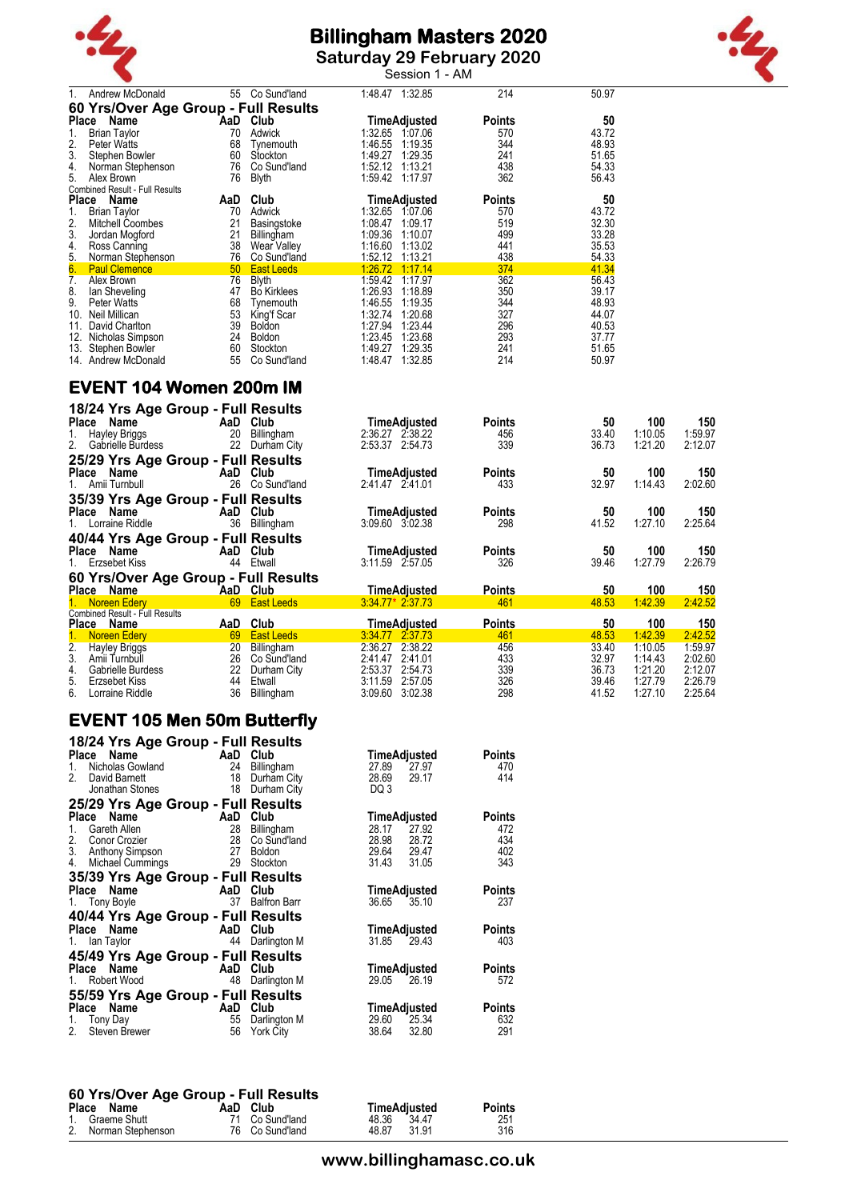| Place | Name | AaD | Club | Time | Adjusted | Points | 50 |
|---|---|---|---|---|---|---|---|
| 1. | Andrew McDonald | 55 | Co Sund'land | 1:48.47 | 1:32.85 | 214 | 50.97 |

### 60 Yrs/Over Age Group - Full Results

| Place | Name | AaD | Club | Time | Adjusted | Points | 50 |
|---|---|---|---|---|---|---|---|
| 1. | Brian Taylor | 70 | Adwick | 1:32.65 | 1:07.06 | 570 | 43.72 |
| 2. | Peter Watts | 68 | Tynemouth | 1:46.55 | 1:19.35 | 344 | 48.93 |
| 3. | Stephen Bowler | 60 | Stockton | 1:49.27 | 1:29.35 | 241 | 51.65 |
| 4. | Norman Stephenson | 76 | Co Sund'land | 1:52.12 | 1:13.21 | 438 | 54.33 |
| 5. | Alex Brown | 76 | Blyth | 1:59.42 | 1:17.97 | 362 | 56.43 |

Combined Result - Full Results

| Place | Name | AaD | Club | Time | Adjusted | Points | 50 |
|---|---|---|---|---|---|---|---|
| 1. | Brian Taylor | 70 | Adwick | 1:32.65 | 1:07.06 | 570 | 43.72 |
| 2. | Mitchell Coombes | 21 | Basingstoke | 1:08.47 | 1:09.17 | 519 | 32.30 |
| 3. | Jordan Mogford | 21 | Billingham | 1:09.36 | 1:10.07 | 499 | 33.28 |
| 4. | Ross Canning | 38 | Wear Valley | 1:16.60 | 1:13.02 | 441 | 35.53 |
| 5. | Norman Stephenson | 76 | Co Sund'land | 1:52.12 | 1:13.21 | 438 | 54.33 |
| 6. | Paul Clemence | 50 | East Leeds | 1:26.72 | 1:17.14 | 374 | 41.34 |
| 7. | Alex Brown | 76 | Blyth | 1:59.42 | 1:17.97 | 362 | 56.43 |
| 8. | Ian Sheveling | 47 | Bo Kirklees | 1:26.93 | 1:18.89 | 350 | 39.17 |
| 9. | Peter Watts | 68 | Tynemouth | 1:46.55 | 1:19.35 | 344 | 48.93 |
| 10. | Neil Millican | 53 | King'f Scar | 1:32.74 | 1:20.68 | 327 | 44.07 |
| 11. | David Charlton | 39 | Boldon | 1:27.94 | 1:23.44 | 296 | 40.53 |
| 12. | Nicholas Simpson | 24 | Boldon | 1:23.45 | 1:23.68 | 293 | 37.77 |
| 13. | Stephen Bowler | 60 | Stockton | 1:49.27 | 1:29.35 | 241 | 51.65 |
| 14. | Andrew McDonald | 55 | Co Sund'land | 1:48.47 | 1:32.85 | 214 | 50.97 |

## EVENT 104 Women 200m IM

### 18/24 Yrs Age Group - Full Results

| Place | Name | AaD | Club | Time | Adjusted | Points | 50 | 100 | 150 |
|---|---|---|---|---|---|---|---|---|---|
| 1. | Hayley Briggs | 20 | Billingham | 2:36.27 | 2:38.22 | 456 | 33.40 | 1:10.05 | 1:59.97 |
| 2. | Gabrielle Burdess | 22 | Durham City | 2:53.37 | 2:54.73 | 339 | 36.73 | 1:21.20 | 2:12.07 |

### 25/29 Yrs Age Group - Full Results

| Place | Name | AaD | Club | Time | Adjusted | Points | 50 | 100 | 150 |
|---|---|---|---|---|---|---|---|---|---|
| 1. | Amii Turnbull | 26 | Co Sund'land | 2:41.47 | 2:41.01 | 433 | 32.97 | 1:14.43 | 2:02.60 |

### 35/39 Yrs Age Group - Full Results

| Place | Name | AaD | Club | Time | Adjusted | Points | 50 | 100 | 150 |
|---|---|---|---|---|---|---|---|---|---|
| 1. | Lorraine Riddle | 36 | Billingham | 3:09.60 | 3:02.38 | 298 | 41.52 | 1:27.10 | 2:25.64 |

### 40/44 Yrs Age Group - Full Results

| Place | Name | AaD | Club | Time | Adjusted | Points | 50 | 100 | 150 |
|---|---|---|---|---|---|---|---|---|---|
| 1. | Erzsebet Kiss | 44 | Etwall | 3:11.59 | 2:57.05 | 326 | 39.46 | 1:27.79 | 2:26.79 |

### 60 Yrs/Over Age Group - Full Results

| Place | Name | AaD | Club | Time | Adjusted | Points | 50 | 100 | 150 |
|---|---|---|---|---|---|---|---|---|---|
| 1. | Noreen Edery | 69 | East Leeds | 3:34.77* | 2:37.73 | 461 | 48.53 | 1:42.39 | 2:42.52 |

Combined Result - Full Results

| Place | Name | AaD | Club | Time | Adjusted | Points | 50 | 100 | 150 |
|---|---|---|---|---|---|---|---|---|---|
| 1. | Noreen Edery | 69 | East Leeds | 3:34.77 | 2:37.73 | 461 | 48.53 | 1:42.39 | 2:42.52 |
| 2. | Hayley Briggs | 20 | Billingham | 2:36.27 | 2:38.22 | 456 | 33.40 | 1:10.05 | 1:59.97 |
| 3. | Amii Turnbull | 26 | Co Sund'land | 2:41.47 | 2:41.01 | 433 | 32.97 | 1:14.43 | 2:02.60 |
| 4. | Gabrielle Burdess | 22 | Durham City | 2:53.37 | 2:54.73 | 339 | 36.73 | 1:21.20 | 2:12.07 |
| 5. | Erzsebet Kiss | 44 | Etwall | 3:11.59 | 2:57.05 | 326 | 39.46 | 1:27.79 | 2:26.79 |
| 6. | Lorraine Riddle | 36 | Billingham | 3:09.60 | 3:02.38 | 298 | 41.52 | 1:27.10 | 2:25.64 |

## EVENT 105 Men 50m Butterfly

### 18/24 Yrs Age Group - Full Results

| Place | Name | AaD | Club | Time | Adjusted | Points |
|---|---|---|---|---|---|---|
| 1. | Nicholas Gowland | 24 | Billingham | 27.89 | 27.97 | 470 |
| 2. | David Barnett | 18 | Durham City | 28.69 | 29.17 | 414 |
| | Jonathan Stones | 18 | Durham City | DQ 3 | | |

### 25/29 Yrs Age Group - Full Results

| Place | Name | AaD | Club | Time | Adjusted | Points |
|---|---|---|---|---|---|---|
| 1. | Gareth Allen | 28 | Billingham | 28.17 | 27.92 | 472 |
| 2. | Conor Crozier | 28 | Co Sund'land | 28.98 | 28.72 | 434 |
| 3. | Anthony Simpson | 27 | Boldon | 29.64 | 29.47 | 402 |
| 4. | Michael Cummings | 29 | Stockton | 31.43 | 31.05 | 343 |

### 35/39 Yrs Age Group - Full Results

| Place | Name | AaD | Club | Time | Adjusted | Points |
|---|---|---|---|---|---|---|
| 1. | Tony Boyle | 37 | Balfron Barr | 36.65 | 35.10 | 237 |

### 40/44 Yrs Age Group - Full Results

| Place | Name | AaD | Club | Time | Adjusted | Points |
|---|---|---|---|---|---|---|
| 1. | Ian Taylor | 44 | Darlington M | 31.85 | 29.43 | 403 |

### 45/49 Yrs Age Group - Full Results

| Place | Name | AaD | Club | Time | Adjusted | Points |
|---|---|---|---|---|---|---|
| 1. | Robert Wood | 48 | Darlington M | 29.05 | 26.19 | 572 |

### 55/59 Yrs Age Group - Full Results

| Place | Name | AaD | Club | Time | Adjusted | Points |
|---|---|---|---|---|---|---|
| 1. | Tony Day | 55 | Darlington M | 29.60 | 25.34 | 632 |
| 2. | Steven Brewer | 56 | York City | 38.64 | 32.80 | 291 |

### 60 Yrs/Over Age Group - Full Results

| Place | Name | AaD | Club | Time | Adjusted | Points |
|---|---|---|---|---|---|---|
| 1. | Graeme Shutt | 71 | Co Sund'land | 48.36 | 34.47 | 251 |
| 2. | Norman Stephenson | 76 | Co Sund'land | 48.87 | 31.91 | 316 |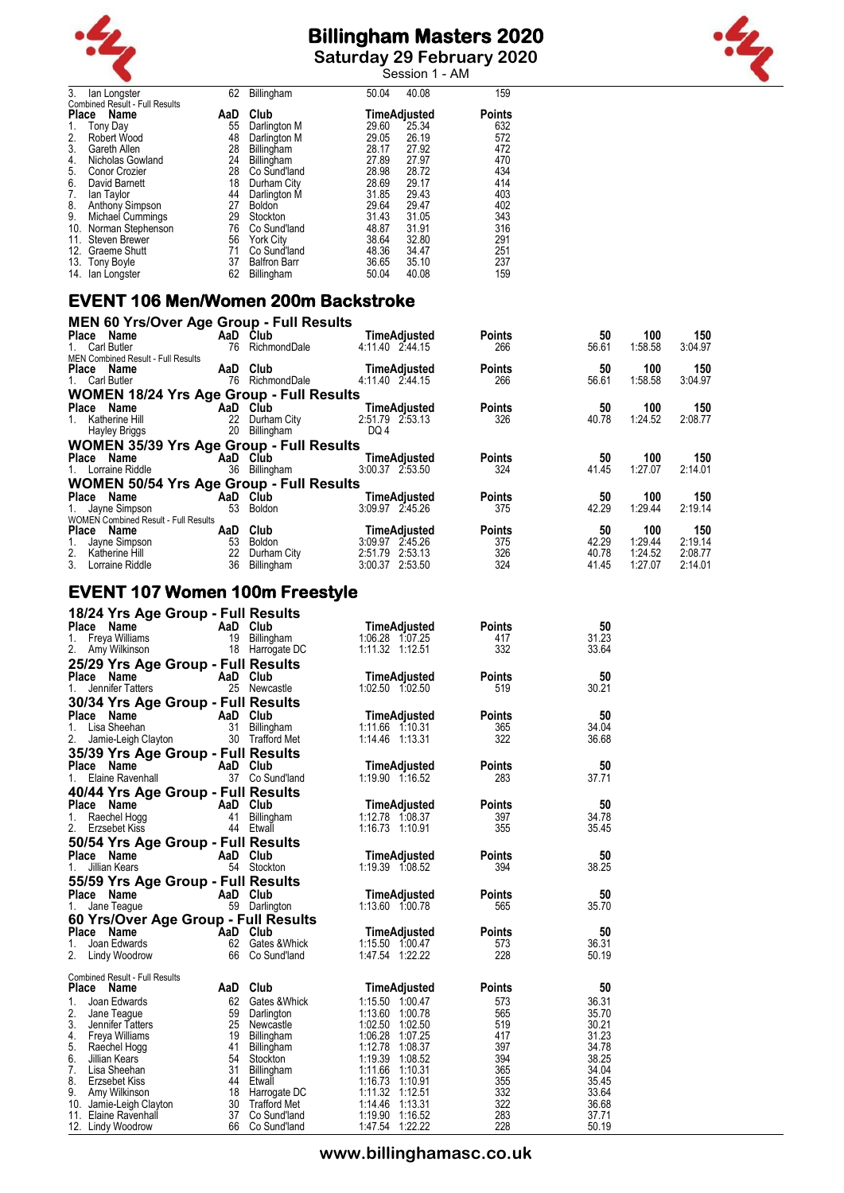# Billingham Masters 2020

## Saturday 29 February 2020

Session 1 - AM

| Place | Name | AaD | Club | Time | Adjusted | Points |
|---|---|---|---|---|---|---|
| 3. | Ian Longster | 62 | Billingham | 50.04 | 40.08 | 159 |

Combined Result - Full Results

| Place | Name | AaD | Club | Time | Adjusted | Points |
|---|---|---|---|---|---|---|
| 1. | Tony Day | 55 | Darlington M | 29.60 | 25.34 | 632 |
| 2. | Robert Wood | 48 | Darlington M | 29.05 | 26.19 | 572 |
| 3. | Gareth Allen | 28 | Billingham | 28.17 | 27.92 | 472 |
| 4. | Nicholas Gowland | 24 | Billingham | 27.89 | 27.97 | 470 |
| 5. | Conor Crozier | 28 | Co Sund'land | 28.98 | 28.72 | 434 |
| 6. | David Barnett | 18 | Durham City | 28.69 | 29.17 | 414 |
| 7. | Ian Taylor | 44 | Darlington M | 31.85 | 29.43 | 403 |
| 8. | Anthony Simpson | 27 | Boldon | 29.64 | 29.47 | 402 |
| 9. | Michael Cummings | 29 | Stockton | 31.43 | 31.05 | 343 |
| 10. | Norman Stephenson | 76 | Co Sund'land | 48.87 | 31.91 | 316 |
| 11. | Steven Brewer | 56 | York City | 38.64 | 32.80 | 291 |
| 12. | Graeme Shutt | 71 | Co Sund'land | 48.36 | 34.47 | 251 |
| 13. | Tony Boyle | 37 | Balfron Barr | 36.65 | 35.10 | 237 |
| 14. | Ian Longster | 62 | Billingham | 50.04 | 40.08 | 159 |

## EVENT 106 Men/Women 200m Backstroke

### MEN 60 Yrs/Over Age Group - Full Results

| Place | Name | AaD | Club | Time | Adjusted | Points | 50 | 100 | 150 |
|---|---|---|---|---|---|---|---|---|---|
| 1. | Carl Butler | 76 | RichmondDale | 4:11.40 | 2:44.15 | 266 | 56.61 | 1:58.58 | 3:04.97 |

MEN Combined Result - Full Results

| Place | Name | AaD | Club | Time | Adjusted | Points | 50 | 100 | 150 |
|---|---|---|---|---|---|---|---|---|---|
| 1. | Carl Butler | 76 | RichmondDale | 4:11.40 | 2:44.15 | 266 | 56.61 | 1:58.58 | 3:04.97 |

### WOMEN 18/24 Yrs Age Group - Full Results

| Place | Name | AaD | Club | Time | Adjusted | Points | 50 | 100 | 150 |
|---|---|---|---|---|---|---|---|---|---|
| 1. | Katherine Hill | 22 | Durham City | 2:51.79 | 2:53.13 | 326 | 40.78 | 1:24.52 | 2:08.77 |
| | Hayley Briggs | 20 | Billingham | DQ 4 | | | | | |

### WOMEN 35/39 Yrs Age Group - Full Results

| Place | Name | AaD | Club | Time | Adjusted | Points | 50 | 100 | 150 |
|---|---|---|---|---|---|---|---|---|---|
| 1. | Lorraine Riddle | 36 | Billingham | 3:00.37 | 2:53.50 | 324 | 41.45 | 1:27.07 | 2:14.01 |

### WOMEN 50/54 Yrs Age Group - Full Results

| Place | Name | AaD | Club | Time | Adjusted | Points | 50 | 100 | 150 |
|---|---|---|---|---|---|---|---|---|---|
| 1. | Jayne Simpson | 53 | Boldon | 3:09.97 | 2:45.26 | 375 | 42.29 | 1:29.44 | 2:19.14 |

WOMEN Combined Result - Full Results

| Place | Name | AaD | Club | Time | Adjusted | Points | 50 | 100 | 150 |
|---|---|---|---|---|---|---|---|---|---|
| 1. | Jayne Simpson | 53 | Boldon | 3:09.97 | 2:45.26 | 375 | 42.29 | 1:29.44 | 2:19.14 |
| 2. | Katherine Hill | 22 | Durham City | 2:51.79 | 2:53.13 | 326 | 40.78 | 1:24.52 | 2:08.77 |
| 3. | Lorraine Riddle | 36 | Billingham | 3:00.37 | 2:53.50 | 324 | 41.45 | 1:27.07 | 2:14.01 |

## EVENT 107 Women 100m Freestyle

### 18/24 Yrs Age Group - Full Results

| Place | Name | AaD | Club | Time | Adjusted | Points | 50 |
|---|---|---|---|---|---|---|---|
| 1. | Freya Williams | 19 | Billingham | 1:06.28 | 1:07.25 | 417 | 31.23 |
| 2. | Amy Wilkinson | 18 | Harrogate DC | 1:11.32 | 1:12.51 | 332 | 33.64 |

### 25/29 Yrs Age Group - Full Results

| Place | Name | AaD | Club | Time | Adjusted | Points | 50 |
|---|---|---|---|---|---|---|---|
| 1. | Jennifer Tatters | 25 | Newcastle | 1:02.50 | 1:02.50 | 519 | 30.21 |

### 30/34 Yrs Age Group - Full Results

| Place | Name | AaD | Club | Time | Adjusted | Points | 50 |
|---|---|---|---|---|---|---|---|
| 1. | Lisa Sheehan | 31 | Billingham | 1:11.66 | 1:10.31 | 365 | 34.04 |
| 2. | Jamie-Leigh Clayton | 30 | Trafford Met | 1:14.46 | 1:13.31 | 322 | 36.68 |

### 35/39 Yrs Age Group - Full Results

| Place | Name | AaD | Club | Time | Adjusted | Points | 50 |
|---|---|---|---|---|---|---|---|
| 1. | Elaine Ravenhall | 37 | Co Sund'land | 1:19.90 | 1:16.52 | 283 | 37.71 |

### 40/44 Yrs Age Group - Full Results

| Place | Name | AaD | Club | Time | Adjusted | Points | 50 |
|---|---|---|---|---|---|---|---|
| 1. | Raechel Hogg | 41 | Billingham | 1:12.78 | 1:08.37 | 397 | 34.78 |
| 2. | Erzsebet Kiss | 44 | Etwall | 1:16.73 | 1:10.91 | 355 | 35.45 |

### 50/54 Yrs Age Group - Full Results

| Place | Name | AaD | Club | Time | Adjusted | Points | 50 |
|---|---|---|---|---|---|---|---|
| 1. | Jillian Kears | 54 | Stockton | 1:19.39 | 1:08.52 | 394 | 38.25 |

### 55/59 Yrs Age Group - Full Results

| Place | Name | AaD | Club | Time | Adjusted | Points | 50 |
|---|---|---|---|---|---|---|---|
| 1. | Jane Teague | 59 | Darlington | 1:13.60 | 1:00.78 | 565 | 35.70 |

### 60 Yrs/Over Age Group - Full Results

| Place | Name | AaD | Club | Time | Adjusted | Points | 50 |
|---|---|---|---|---|---|---|---|
| 1. | Joan Edwards | 62 | Gates &Whick | 1:15.50 | 1:00.47 | 573 | 36.31 |
| 2. | Lindy Woodrow | 66 | Co Sund'land | 1:47.54 | 1:22.22 | 228 | 50.19 |

Combined Result - Full Results

| Place | Name | AaD | Club | Time | Adjusted | Points | 50 |
|---|---|---|---|---|---|---|---|
| 1. | Joan Edwards | 62 | Gates &Whick | 1:15.50 | 1:00.47 | 573 | 36.31 |
| 2. | Jane Teague | 59 | Darlington | 1:13.60 | 1:00.78 | 565 | 35.70 |
| 3. | Jennifer Tatters | 25 | Newcastle | 1:02.50 | 1:02.50 | 519 | 30.21 |
| 4. | Freya Williams | 19 | Billingham | 1:06.28 | 1:07.25 | 417 | 31.23 |
| 5. | Raechel Hogg | 41 | Billingham | 1:12.78 | 1:08.37 | 397 | 34.78 |
| 6. | Jillian Kears | 54 | Stockton | 1:19.39 | 1:08.52 | 394 | 38.25 |
| 7. | Lisa Sheehan | 31 | Billingham | 1:11.66 | 1:10.31 | 365 | 34.04 |
| 8. | Erzsebet Kiss | 44 | Etwall | 1:16.73 | 1:10.91 | 355 | 35.45 |
| 9. | Amy Wilkinson | 18 | Harrogate DC | 1:11.32 | 1:12.51 | 332 | 33.64 |
| 10. | Jamie-Leigh Clayton | 30 | Trafford Met | 1:14.46 | 1:13.31 | 322 | 36.68 |
| 11. | Elaine Ravenhall | 37 | Co Sund'land | 1:19.90 | 1:16.52 | 283 | 37.71 |
| 12. | Lindy Woodrow | 66 | Co Sund'land | 1:47.54 | 1:22.22 | 228 | 50.19 |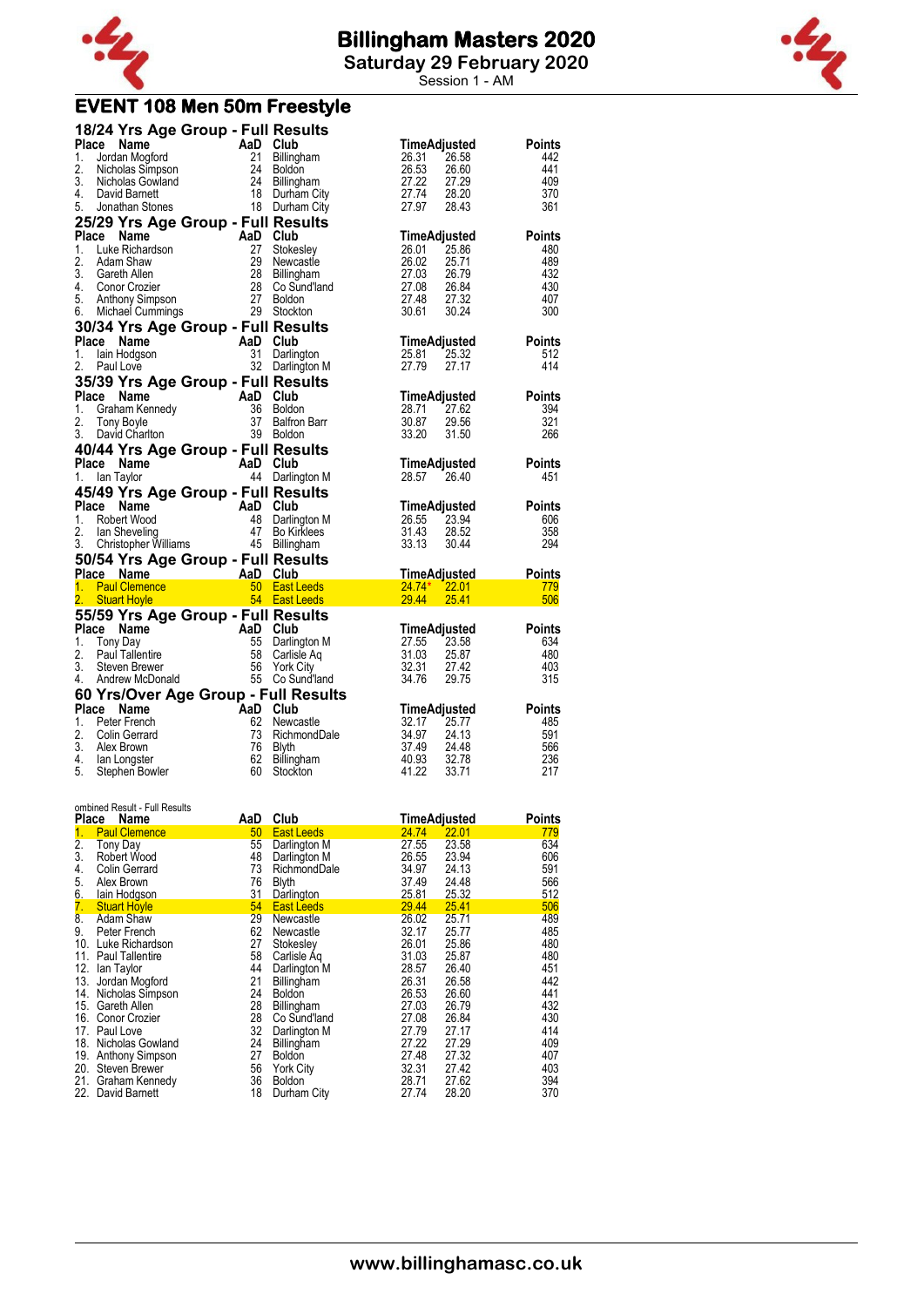# Billingham Masters 2020

**Saturday 29 February 2020**

Session 1 - AM

## EVENT 108 Men 50m Freestyle

### 18/24 Yrs Age Group - Full Results

| Place | Name | AaD | Club | Time | Adjusted | Points |
|---|---|---|---|---|---|---|
| 1. | Jordan Mogford | 21 | Billingham | 26.31 | 26.58 | 442 |
| 2. | Nicholas Simpson | 24 | Boldon | 26.53 | 26.60 | 441 |
| 3. | Nicholas Gowland | 24 | Billingham | 27.22 | 27.29 | 409 |
| 4. | David Barnett | 18 | Durham City | 27.74 | 28.20 | 370 |
| 5. | Jonathan Stones | 18 | Durham City | 27.97 | 28.43 | 361 |

### 25/29 Yrs Age Group - Full Results

| Place | Name | AaD | Club | Time | Adjusted | Points |
|---|---|---|---|---|---|---|
| 1. | Luke Richardson | 27 | Stokesley | 26.01 | 25.86 | 480 |
| 2. | Adam Shaw | 29 | Newcastle | 26.02 | 25.71 | 489 |
| 3. | Gareth Allen | 28 | Billingham | 27.03 | 26.79 | 432 |
| 4. | Conor Crozier | 28 | Co Sund'land | 27.08 | 26.84 | 430 |
| 5. | Anthony Simpson | 27 | Boldon | 27.48 | 27.32 | 407 |
| 6. | Michael Cummings | 29 | Stockton | 30.61 | 30.24 | 300 |

### 30/34 Yrs Age Group - Full Results

| Place | Name | AaD | Club | Time | Adjusted | Points |
|---|---|---|---|---|---|---|
| 1. | Iain Hodgson | 31 | Darlington | 25.81 | 25.32 | 512 |
| 2. | Paul Love | 32 | Darlington M | 27.79 | 27.17 | 414 |

### 35/39 Yrs Age Group - Full Results

| Place | Name | AaD | Club | Time | Adjusted | Points |
|---|---|---|---|---|---|---|
| 1. | Graham Kennedy | 36 | Boldon | 28.71 | 27.62 | 394 |
| 2. | Tony Boyle | 37 | Balfron Barr | 30.87 | 29.56 | 321 |
| 3. | David Charlton | 39 | Boldon | 33.20 | 31.50 | 266 |

### 40/44 Yrs Age Group - Full Results

| Place | Name | AaD | Club | Time | Adjusted | Points |
|---|---|---|---|---|---|---|
| 1. | Ian Taylor | 44 | Darlington M | 28.57 | 26.40 | 451 |

### 45/49 Yrs Age Group - Full Results

| Place | Name | AaD | Club | Time | Adjusted | Points |
|---|---|---|---|---|---|---|
| 1. | Robert Wood | 48 | Darlington M | 26.55 | 23.94 | 606 |
| 2. | Ian Sheveling | 47 | Bo Kirklees | 31.43 | 28.52 | 358 |
| 3. | Christopher Williams | 45 | Billingham | 33.13 | 30.44 | 294 |

### 50/54 Yrs Age Group - Full Results

| Place | Name | AaD | Club | Time | Adjusted | Points |
|---|---|---|---|---|---|---|
| 1. | Paul Clemence | 50 | East Leeds | 24.74* | 22.01 | 779 |
| 2. | Stuart Hoyle | 54 | East Leeds | 29.44 | 25.41 | 506 |

### 55/59 Yrs Age Group - Full Results

| Place | Name | AaD | Club | Time | Adjusted | Points |
|---|---|---|---|---|---|---|
| 1. | Tony Day | 55 | Darlington M | 27.55 | 23.58 | 634 |
| 2. | Paul Tallentire | 58 | Carlisle Aq | 31.03 | 25.87 | 480 |
| 3. | Steven Brewer | 56 | York City | 32.31 | 27.42 | 403 |
| 4. | Andrew McDonald | 55 | Co Sund'land | 34.76 | 29.75 | 315 |

### 60 Yrs/Over Age Group - Full Results

| Place | Name | AaD | Club | Time | Adjusted | Points |
|---|---|---|---|---|---|---|
| 1. | Peter French | 62 | Newcastle | 32.17 | 25.77 | 485 |
| 2. | Colin Gerrard | 73 | RichmondDale | 34.97 | 24.13 | 591 |
| 3. | Alex Brown | 76 | Blyth | 37.49 | 24.48 | 566 |
| 4. | Ian Longster | 62 | Billingham | 40.93 | 32.78 | 236 |
| 5. | Stephen Bowler | 60 | Stockton | 41.22 | 33.71 | 217 |

ombined Result - Full Results

| Place | Name | AaD | Club | Time | Adjusted | Points |
|---|---|---|---|---|---|---|
| 1. | Paul Clemence | 50 | East Leeds | 24.74 | 22.01 | 779 |
| 2. | Tony Day | 55 | Darlington M | 27.55 | 23.58 | 634 |
| 3. | Robert Wood | 48 | Darlington M | 26.55 | 23.94 | 606 |
| 4. | Colin Gerrard | 73 | RichmondDale | 34.97 | 24.13 | 591 |
| 5. | Alex Brown | 76 | Blyth | 37.49 | 24.48 | 566 |
| 6. | Iain Hodgson | 31 | Darlington | 25.81 | 25.32 | 512 |
| 7. | Stuart Hoyle | 54 | East Leeds | 29.44 | 25.41 | 506 |
| 8. | Adam Shaw | 29 | Newcastle | 26.02 | 25.71 | 489 |
| 9. | Peter French | 62 | Newcastle | 32.17 | 25.77 | 485 |
| 10. | Luke Richardson | 27 | Stokesley | 26.01 | 25.86 | 480 |
| 11. | Paul Tallentire | 58 | Carlisle Aq | 31.03 | 25.87 | 480 |
| 12. | Ian Taylor | 44 | Darlington M | 28.57 | 26.40 | 451 |
| 13. | Jordan Mogford | 21 | Billingham | 26.31 | 26.58 | 442 |
| 14. | Nicholas Simpson | 24 | Boldon | 26.53 | 26.60 | 441 |
| 15. | Gareth Allen | 28 | Billingham | 27.03 | 26.79 | 432 |
| 16. | Conor Crozier | 28 | Co Sund'land | 27.08 | 26.84 | 430 |
| 17. | Paul Love | 32 | Darlington M | 27.79 | 27.17 | 414 |
| 18. | Nicholas Gowland | 24 | Billingham | 27.22 | 27.29 | 409 |
| 19. | Anthony Simpson | 27 | Boldon | 27.48 | 27.32 | 407 |
| 20. | Steven Brewer | 56 | York City | 32.31 | 27.42 | 403 |
| 21. | Graham Kennedy | 36 | Boldon | 28.71 | 27.62 | 394 |
| 22. | David Barnett | 18 | Durham City | 27.74 | 28.20 | 370 |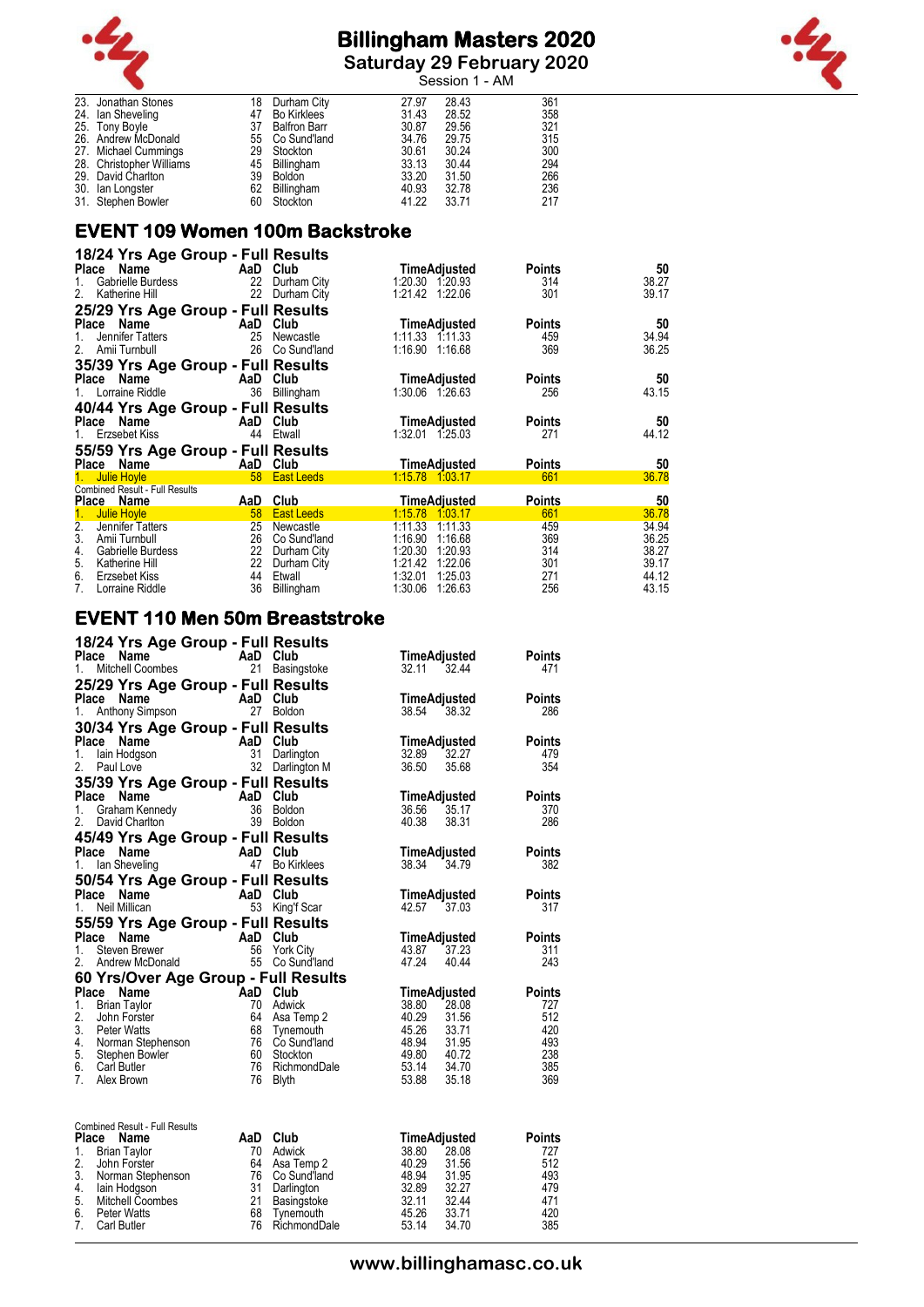# Billingham Masters 2020

## Saturday 29 February 2020

Session 1 - AM

| Place | Name | AaD | Club | Time | Adjusted | Points |
|---|---|---|---|---|---|---|
| 23. | Jonathan Stones | 18 | Durham City | 27.97 | 28.43 | 361 |
| 24. | Ian Sheveling | 47 | Bo Kirklees | 31.43 | 28.52 | 358 |
| 25. | Tony Boyle | 37 | Balfron Barr | 30.87 | 29.56 | 321 |
| 26. | Andrew McDonald | 55 | Co Sund'land | 34.76 | 29.75 | 315 |
| 27. | Michael Cummings | 29 | Stockton | 30.61 | 30.24 | 300 |
| 28. | Christopher Williams | 45 | Billingham | 33.13 | 30.44 | 294 |
| 29. | David Charlton | 39 | Boldon | 33.20 | 31.50 | 266 |
| 30. | Ian Longster | 62 | Billingham | 40.93 | 32.78 | 236 |
| 31. | Stephen Bowler | 60 | Stockton | 41.22 | 33.71 | 217 |

## EVENT 109 Women 100m Backstroke

### 18/24 Yrs Age Group - Full Results

| Place | Name | AaD | Club | Time | Adjusted | Points | 50 |
|---|---|---|---|---|---|---|---|
| 1. | Gabrielle Burdess | 22 | Durham City | 1:20.30 | 1:20.93 | 314 | 38.27 |
| 2. | Katherine Hill | 22 | Durham City | 1:21.42 | 1:22.06 | 301 | 39.17 |

### 25/29 Yrs Age Group - Full Results

| Place | Name | AaD | Club | Time | Adjusted | Points | 50 |
|---|---|---|---|---|---|---|---|
| 1. | Jennifer Tatters | 25 | Newcastle | 1:11.33 | 1:11.33 | 459 | 34.94 |
| 2. | Amii Turnbull | 26 | Co Sund'land | 1:16.90 | 1:16.68 | 369 | 36.25 |

### 35/39 Yrs Age Group - Full Results

| Place | Name | AaD | Club | Time | Adjusted | Points | 50 |
|---|---|---|---|---|---|---|---|
| 1. | Lorraine Riddle | 36 | Billingham | 1:30.06 | 1:26.63 | 256 | 43.15 |

### 40/44 Yrs Age Group - Full Results

| Place | Name | AaD | Club | Time | Adjusted | Points | 50 |
|---|---|---|---|---|---|---|---|
| 1. | Erzsebet Kiss | 44 | Etwall | 1:32.01 | 1:25.03 | 271 | 44.12 |

### 55/59 Yrs Age Group - Full Results

| Place | Name | AaD | Club | Time | Adjusted | Points | 50 |
|---|---|---|---|---|---|---|---|
| 1. | Julie Hoyle | 58 | East Leeds | 1:15.78 | 1:03.17 | 661 | 36.78 |

Combined Result - Full Results

| Place | Name | AaD | Club | Time | Adjusted | Points | 50 |
|---|---|---|---|---|---|---|---|
| 1. | Julie Hoyle | 58 | East Leeds | 1:15.78 | 1:03.17 | 661 | 36.78 |
| 2. | Jennifer Tatters | 25 | Newcastle | 1:11.33 | 1:11.33 | 459 | 34.94 |
| 3. | Amii Turnbull | 26 | Co Sund'land | 1:16.90 | 1:16.68 | 369 | 36.25 |
| 4. | Gabrielle Burdess | 22 | Durham City | 1:20.30 | 1:20.93 | 314 | 38.27 |
| 5. | Katherine Hill | 22 | Durham City | 1:21.42 | 1:22.06 | 301 | 39.17 |
| 6. | Erzsebet Kiss | 44 | Etwall | 1:32.01 | 1:25.03 | 271 | 44.12 |
| 7. | Lorraine Riddle | 36 | Billingham | 1:30.06 | 1:26.63 | 256 | 43.15 |

## EVENT 110 Men 50m Breaststroke

### 18/24 Yrs Age Group - Full Results

| Place | Name | AaD | Club | Time | Adjusted | Points |
|---|---|---|---|---|---|---|
| 1. | Mitchell Coombes | 21 | Basingstoke | 32.11 | 32.44 | 471 |

### 25/29 Yrs Age Group - Full Results

| Place | Name | AaD | Club | Time | Adjusted | Points |
|---|---|---|---|---|---|---|
| 1. | Anthony Simpson | 27 | Boldon | 38.54 | 38.32 | 286 |

### 30/34 Yrs Age Group - Full Results

| Place | Name | AaD | Club | Time | Adjusted | Points |
|---|---|---|---|---|---|---|
| 1. | Iain Hodgson | 31 | Darlington | 32.89 | 32.27 | 479 |
| 2. | Paul Love | 32 | Darlington M | 36.50 | 35.68 | 354 |

### 35/39 Yrs Age Group - Full Results

| Place | Name | AaD | Club | Time | Adjusted | Points |
|---|---|---|---|---|---|---|
| 1. | Graham Kennedy | 36 | Boldon | 36.56 | 35.17 | 370 |
| 2. | David Charlton | 39 | Boldon | 40.38 | 38.31 | 286 |

### 45/49 Yrs Age Group - Full Results

| Place | Name | AaD | Club | Time | Adjusted | Points |
|---|---|---|---|---|---|---|
| 1. | Ian Sheveling | 47 | Bo Kirklees | 38.34 | 34.79 | 382 |

### 50/54 Yrs Age Group - Full Results

| Place | Name | AaD | Club | Time | Adjusted | Points |
|---|---|---|---|---|---|---|
| 1. | Neil Millican | 53 | King'f Scar | 42.57 | 37.03 | 317 |

### 55/59 Yrs Age Group - Full Results

| Place | Name | AaD | Club | Time | Adjusted | Points |
|---|---|---|---|---|---|---|
| 1. | Steven Brewer | 56 | York City | 43.87 | 37.23 | 311 |
| 2. | Andrew McDonald | 55 | Co Sund'land | 47.24 | 40.44 | 243 |

### 60 Yrs/Over Age Group - Full Results

| Place | Name | AaD | Club | Time | Adjusted | Points |
|---|---|---|---|---|---|---|
| 1. | Brian Taylor | 70 | Adwick | 38.80 | 28.08 | 727 |
| 2. | John Forster | 64 | Asa Temp 2 | 40.29 | 31.56 | 512 |
| 3. | Peter Watts | 68 | Tynemouth | 45.26 | 33.71 | 420 |
| 4. | Norman Stephenson | 76 | Co Sund'land | 48.94 | 31.95 | 493 |
| 5. | Stephen Bowler | 60 | Stockton | 49.80 | 40.72 | 238 |
| 6. | Carl Butler | 76 | RichmondDale | 53.14 | 34.70 | 385 |
| 7. | Alex Brown | 76 | Blyth | 53.88 | 35.18 | 369 |

Combined Result - Full Results

| Place | Name | AaD | Club | Time | Adjusted | Points |
|---|---|---|---|---|---|---|
| 1. | Brian Taylor | 70 | Adwick | 38.80 | 28.08 | 727 |
| 2. | John Forster | 64 | Asa Temp 2 | 40.29 | 31.56 | 512 |
| 3. | Norman Stephenson | 76 | Co Sund'land | 48.94 | 31.95 | 493 |
| 4. | Iain Hodgson | 31 | Darlington | 32.89 | 32.27 | 479 |
| 5. | Mitchell Coombes | 21 | Basingstoke | 32.11 | 32.44 | 471 |
| 6. | Peter Watts | 68 | Tynemouth | 45.26 | 33.71 | 420 |
| 7. | Carl Butler | 76 | RichmondDale | 53.14 | 34.70 | 385 |

www.billinghamasc.co.uk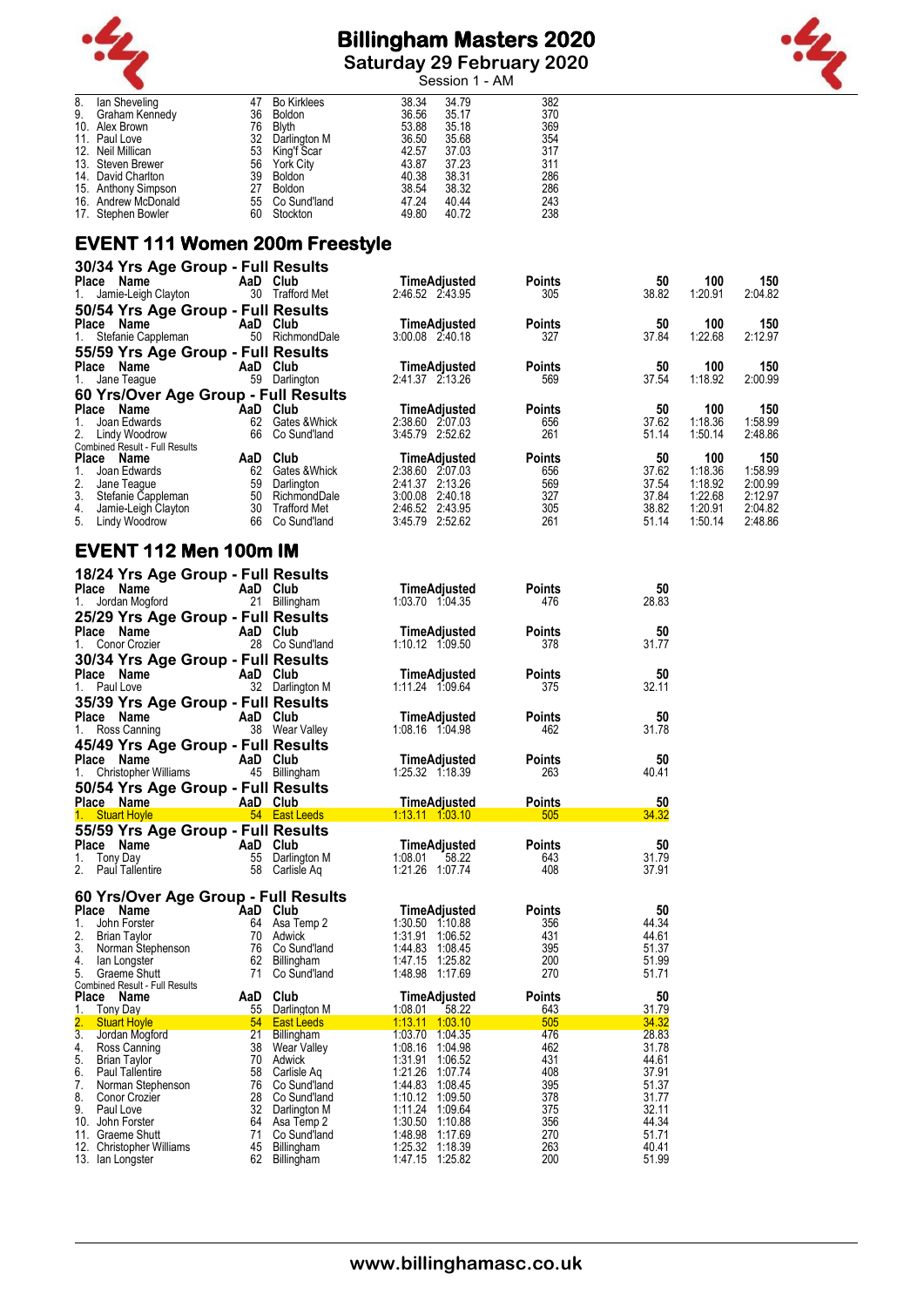| Place | Name | AaD | Club | Time | Adjusted | Points |
|---|---|---|---|---|---|---|
| 8. | Ian Sheveling | 47 | Bo Kirklees | 38.34 | 34.79 | 382 |
| 9. | Graham Kennedy | 36 | Boldon | 36.56 | 35.17 | 370 |
| 10. | Alex Brown | 76 | Blyth | 53.88 | 35.18 | 369 |
| 11. | Paul Love | 32 | Darlington M | 36.50 | 35.68 | 354 |
| 12. | Neil Millican | 53 | King'f Scar | 42.57 | 37.03 | 317 |
| 13. | Steven Brewer | 56 | York City | 43.87 | 37.23 | 311 |
| 14. | David Charlton | 39 | Boldon | 40.38 | 38.31 | 286 |
| 15. | Anthony Simpson | 27 | Boldon | 38.54 | 38.32 | 286 |
| 16. | Andrew McDonald | 55 | Co Sund'land | 47.24 | 40.44 | 243 |
| 17. | Stephen Bowler | 60 | Stockton | 49.80 | 40.72 | 238 |

## EVENT 111 Women 200m Freestyle

### 30/34 Yrs Age Group - Full Results

| Place | Name | AaD | Club | Time | Adjusted | Points | 50 | 100 | 150 |
|---|---|---|---|---|---|---|---|---|---|
| 1. | Jamie-Leigh Clayton | 30 | Trafford Met | 2:46.52 | 2:43.95 | 305 | 38.82 | 1:20.91 | 2:04.82 |

### 50/54 Yrs Age Group - Full Results

| Place | Name | AaD | Club | Time | Adjusted | Points | 50 | 100 | 150 |
|---|---|---|---|---|---|---|---|---|---|
| 1. | Stefanie Cappleman | 50 | RichmondDale | 3:00.08 | 2:40.18 | 327 | 37.84 | 1:22.68 | 2:12.97 |

### 55/59 Yrs Age Group - Full Results

| Place | Name | AaD | Club | Time | Adjusted | Points | 50 | 100 | 150 |
|---|---|---|---|---|---|---|---|---|---|
| 1. | Jane Teague | 59 | Darlington | 2:41.37 | 2:13.26 | 569 | 37.54 | 1:18.92 | 2:00.99 |

### 60 Yrs/Over Age Group - Full Results

| Place | Name | AaD | Club | Time | Adjusted | Points | 50 | 100 | 150 |
|---|---|---|---|---|---|---|---|---|---|
| 1. | Joan Edwards | 62 | Gates &Whick | 2:38.60 | 2:07.03 | 656 | 37.62 | 1:18.36 | 1:58.99 |
| 2. | Lindy Woodrow | 66 | Co Sund'land | 3:45.79 | 2:52.62 | 261 | 51.14 | 1:50.14 | 2:48.86 |

Combined Result - Full Results

| Place | Name | AaD | Club | Time | Adjusted | Points | 50 | 100 | 150 |
|---|---|---|---|---|---|---|---|---|---|
| 1. | Joan Edwards | 62 | Gates &Whick | 2:38.60 | 2:07.03 | 656 | 37.62 | 1:18.36 | 1:58.99 |
| 2. | Jane Teague | 59 | Darlington | 2:41.37 | 2:13.26 | 569 | 37.54 | 1:18.92 | 2:00.99 |
| 3. | Stefanie Cappleman | 50 | RichmondDale | 3:00.08 | 2:40.18 | 327 | 37.84 | 1:22.68 | 2:12.97 |
| 4. | Jamie-Leigh Clayton | 30 | Trafford Met | 2:46.52 | 2:43.95 | 305 | 38.82 | 1:20.91 | 2:04.82 |
| 5. | Lindy Woodrow | 66 | Co Sund'land | 3:45.79 | 2:52.62 | 261 | 51.14 | 1:50.14 | 2:48.86 |

## EVENT 112 Men 100m IM

### 18/24 Yrs Age Group - Full Results

| Place | Name | AaD | Club | Time | Adjusted | Points | 50 |
|---|---|---|---|---|---|---|---|
| 1. | Jordan Mogford | 21 | Billingham | 1:03.70 | 1:04.35 | 476 | 28.83 |

### 25/29 Yrs Age Group - Full Results

| Place | Name | AaD | Club | Time | Adjusted | Points | 50 |
|---|---|---|---|---|---|---|---|
| 1. | Conor Crozier | 28 | Co Sund'land | 1:10.12 | 1:09.50 | 378 | 31.77 |

### 30/34 Yrs Age Group - Full Results

| Place | Name | AaD | Club | Time | Adjusted | Points | 50 |
|---|---|---|---|---|---|---|---|
| 1. | Paul Love | 32 | Darlington M | 1:11.24 | 1:09.64 | 375 | 32.11 |

### 35/39 Yrs Age Group - Full Results

| Place | Name | AaD | Club | Time | Adjusted | Points | 50 |
|---|---|---|---|---|---|---|---|
| 1. | Ross Canning | 38 | Wear Valley | 1:08.16 | 1:04.98 | 462 | 31.78 |

### 45/49 Yrs Age Group - Full Results

| Place | Name | AaD | Club | Time | Adjusted | Points | 50 |
|---|---|---|---|---|---|---|---|
| 1. | Christopher Williams | 45 | Billingham | 1:25.32 | 1:18.39 | 263 | 40.41 |

### 50/54 Yrs Age Group - Full Results

| Place | Name | AaD | Club | Time | Adjusted | Points | 50 |
|---|---|---|---|---|---|---|---|
| 1. | Stuart Hoyle | 54 | East Leeds | 1:13.11 | 1:03.10 | 505 | 34.32 |

### 55/59 Yrs Age Group - Full Results

| Place | Name | AaD | Club | Time | Adjusted | Points | 50 |
|---|---|---|---|---|---|---|---|
| 1. | Tony Day | 55 | Darlington M | 1:08.01 | 58.22 | 643 | 31.79 |
| 2. | Paul Tallentire | 58 | Carlisle Aq | 1:21.26 | 1:07.74 | 408 | 37.91 |

### 60 Yrs/Over Age Group - Full Results

| Place | Name | AaD | Club | Time | Adjusted | Points | 50 |
|---|---|---|---|---|---|---|---|
| 1. | John Forster | 64 | Asa Temp 2 | 1:30.50 | 1:10.88 | 356 | 44.34 |
| 2. | Brian Taylor | 70 | Adwick | 1:31.91 | 1:06.52 | 431 | 44.61 |
| 3. | Norman Stephenson | 76 | Co Sund'land | 1:44.83 | 1:08.45 | 395 | 51.37 |
| 4. | Ian Longster | 62 | Billingham | 1:47.15 | 1:25.82 | 200 | 51.99 |
| 5. | Graeme Shutt | 71 | Co Sund'land | 1:48.98 | 1:17.69 | 270 | 51.71 |

Combined Result - Full Results

| Place | Name | AaD | Club | Time | Adjusted | Points | 50 |
|---|---|---|---|---|---|---|---|
| 1. | Tony Day | 55 | Darlington M | 1:08.01 | 58.22 | 643 | 31.79 |
| 2. | Stuart Hoyle | 54 | East Leeds | 1:13.11 | 1:03.10 | 505 | 34.32 |
| 3. | Jordan Mogford | 21 | Billingham | 1:03.70 | 1:04.35 | 476 | 28.83 |
| 4. | Ross Canning | 38 | Wear Valley | 1:08.16 | 1:04.98 | 462 | 31.78 |
| 5. | Brian Taylor | 70 | Adwick | 1:31.91 | 1:06.52 | 431 | 44.61 |
| 6. | Paul Tallentire | 58 | Carlisle Aq | 1:21.26 | 1:07.74 | 408 | 37.91 |
| 7. | Norman Stephenson | 76 | Co Sund'land | 1:44.83 | 1:08.45 | 395 | 51.37 |
| 8. | Conor Crozier | 28 | Co Sund'land | 1:10.12 | 1:09.50 | 378 | 31.77 |
| 9. | Paul Love | 32 | Darlington M | 1:11.24 | 1:09.64 | 375 | 32.11 |
| 10. | John Forster | 64 | Asa Temp 2 | 1:30.50 | 1:10.88 | 356 | 44.34 |
| 11. | Graeme Shutt | 71 | Co Sund'land | 1:48.98 | 1:17.69 | 270 | 51.71 |
| 12. | Christopher Williams | 45 | Billingham | 1:25.32 | 1:18.39 | 263 | 40.41 |
| 13. | Ian Longster | 62 | Billingham | 1:47.15 | 1:25.82 | 200 | 51.99 |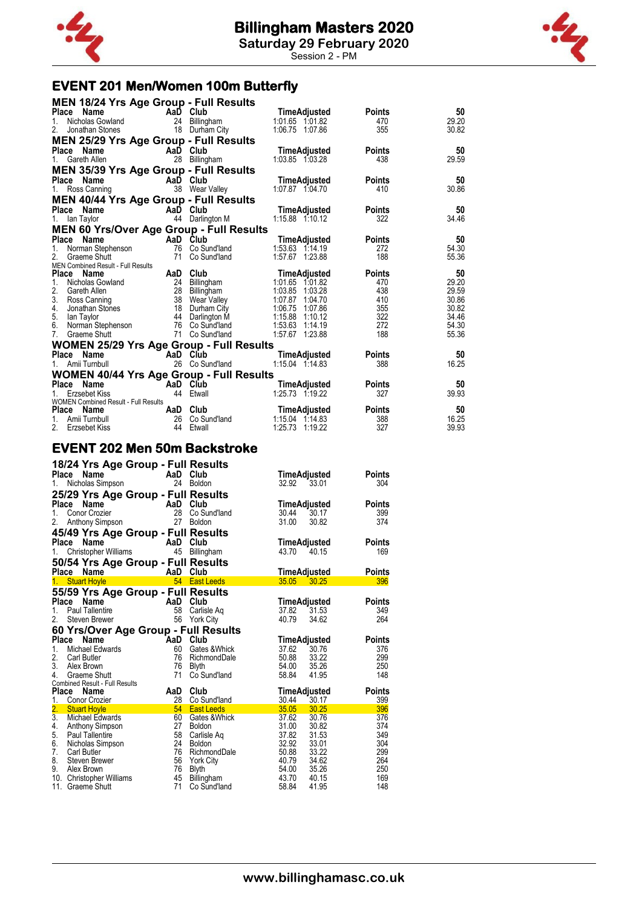# Billingham Masters 2020

**Saturday 29 February 2020**

Session 2 - PM

## EVENT 201 Men/Women 100m Butterfly

### MEN 18/24 Yrs Age Group - Full Results

| Place | Name | AaD | Club | Time | Adjusted | Points | 50 |
|---|---|---|---|---|---|---|---|
| 1. | Nicholas Gowland | 24 | Billingham | 1:01.65 | 1:01.82 | 470 | 29.20 |
| 2. | Jonathan Stones | 18 | Durham City | 1:06.75 | 1:07.86 | 355 | 30.82 |

### MEN 25/29 Yrs Age Group - Full Results

| Place | Name | AaD | Club | Time | Adjusted | Points | 50 |
|---|---|---|---|---|---|---|---|
| 1. | Gareth Allen | 28 | Billingham | 1:03.85 | 1:03.28 | 438 | 29.59 |

### MEN 35/39 Yrs Age Group - Full Results

| Place | Name | AaD | Club | Time | Adjusted | Points | 50 |
|---|---|---|---|---|---|---|---|
| 1. | Ross Canning | 38 | Wear Valley | 1:07.87 | 1:04.70 | 410 | 30.86 |

### MEN 40/44 Yrs Age Group - Full Results

| Place | Name | AaD | Club | Time | Adjusted | Points | 50 |
|---|---|---|---|---|---|---|---|
| 1. | Ian Taylor | 44 | Darlington M | 1:15.88 | 1:10.12 | 322 | 34.46 |

### MEN 60 Yrs/Over Age Group - Full Results

| Place | Name | AaD | Club | Time | Adjusted | Points | 50 |
|---|---|---|---|---|---|---|---|
| 1. | Norman Stephenson | 76 | Co Sund'land | 1:53.63 | 1:14.19 | 272 | 54.30 |
| 2. | Graeme Shutt | 71 | Co Sund'land | 1:57.67 | 1:23.88 | 188 | 55.36 |

MEN Combined Result - Full Results

| Place | Name | AaD | Club | Time | Adjusted | Points | 50 |
|---|---|---|---|---|---|---|---|
| 1. | Nicholas Gowland | 24 | Billingham | 1:01.65 | 1:01.82 | 470 | 29.20 |
| 2. | Gareth Allen | 28 | Billingham | 1:03.85 | 1:03.28 | 438 | 29.59 |
| 3. | Ross Canning | 38 | Wear Valley | 1:07.87 | 1:04.70 | 410 | 30.86 |
| 4. | Jonathan Stones | 18 | Durham City | 1:06.75 | 1:07.86 | 355 | 30.82 |
| 5. | Ian Taylor | 44 | Darlington M | 1:15.88 | 1:10.12 | 322 | 34.46 |
| 6. | Norman Stephenson | 76 | Co Sund'land | 1:53.63 | 1:14.19 | 272 | 54.30 |
| 7. | Graeme Shutt | 71 | Co Sund'land | 1:57.67 | 1:23.88 | 188 | 55.36 |

### WOMEN 25/29 Yrs Age Group - Full Results

| Place | Name | AaD | Club | Time | Adjusted | Points | 50 |
|---|---|---|---|---|---|---|---|
| 1. | Amii Turnbull | 26 | Co Sund'land | 1:15.04 | 1:14.83 | 388 | 16.25 |

### WOMEN 40/44 Yrs Age Group - Full Results

| Place | Name | AaD | Club | Time | Adjusted | Points | 50 |
|---|---|---|---|---|---|---|---|
| 1. | Erzsebet Kiss | 44 | Etwall | 1:25.73 | 1:19.22 | 327 | 39.93 |

WOMEN Combined Result - Full Results

| Place | Name | AaD | Club | Time | Adjusted | Points | 50 |
|---|---|---|---|---|---|---|---|
| 1. | Amii Turnbull | 26 | Co Sund'land | 1:15.04 | 1:14.83 | 388 | 16.25 |
| 2. | Erzsebet Kiss | 44 | Etwall | 1:25.73 | 1:19.22 | 327 | 39.93 |

## EVENT 202 Men 50m Backstroke

### 18/24 Yrs Age Group - Full Results

| Place | Name | AaD | Club | Time | Adjusted | Points |
|---|---|---|---|---|---|---|
| 1. | Nicholas Simpson | 24 | Boldon | 32.92 | 33.01 | 304 |

### 25/29 Yrs Age Group - Full Results

| Place | Name | AaD | Club | Time | Adjusted | Points |
|---|---|---|---|---|---|---|
| 1. | Conor Crozier | 28 | Co Sund'land | 30.44 | 30.17 | 399 |
| 2. | Anthony Simpson | 27 | Boldon | 31.00 | 30.82 | 374 |

### 45/49 Yrs Age Group - Full Results

| Place | Name | AaD | Club | Time | Adjusted | Points |
|---|---|---|---|---|---|---|
| 1. | Christopher Williams | 45 | Billingham | 43.70 | 40.15 | 169 |

### 50/54 Yrs Age Group - Full Results

| Place | Name | AaD | Club | Time | Adjusted | Points |
|---|---|---|---|---|---|---|
| 1. | Stuart Hoyle | 54 | East Leeds | 35.05 | 30.25 | 396 |

### 55/59 Yrs Age Group - Full Results

| Place | Name | AaD | Club | Time | Adjusted | Points |
|---|---|---|---|---|---|---|
| 1. | Paul Tallentire | 58 | Carlisle Aq | 37.82 | 31.53 | 349 |
| 2. | Steven Brewer | 56 | York City | 40.79 | 34.62 | 264 |

### 60 Yrs/Over Age Group - Full Results

| Place | Name | AaD | Club | Time | Adjusted | Points |
|---|---|---|---|---|---|---|
| 1. | Michael Edwards | 60 | Gates &Whick | 37.62 | 30.76 | 376 |
| 2. | Carl Butler | 76 | RichmondDale | 50.88 | 33.22 | 299 |
| 3. | Alex Brown | 76 | Blyth | 54.00 | 35.26 | 250 |
| 4. | Graeme Shutt | 71 | Co Sund'land | 58.84 | 41.95 | 148 |

Combined Result - Full Results

| Place | Name | AaD | Club | Time | Adjusted | Points |
|---|---|---|---|---|---|---|
| 1. | Conor Crozier | 28 | Co Sund'land | 30.44 | 30.17 | 399 |
| 2. | Stuart Hoyle | 54 | East Leeds | 35.05 | 30.25 | 396 |
| 3. | Michael Edwards | 60 | Gates &Whick | 37.62 | 30.76 | 376 |
| 4. | Anthony Simpson | 27 | Boldon | 31.00 | 30.82 | 374 |
| 5. | Paul Tallentire | 58 | Carlisle Aq | 37.82 | 31.53 | 349 |
| 6. | Nicholas Simpson | 24 | Boldon | 32.92 | 33.01 | 304 |
| 7. | Carl Butler | 76 | RichmondDale | 50.88 | 33.22 | 299 |
| 8. | Steven Brewer | 56 | York City | 40.79 | 34.62 | 264 |
| 9. | Alex Brown | 76 | Blyth | 54.00 | 35.26 | 250 |
| 10. | Christopher Williams | 45 | Billingham | 43.70 | 40.15 | 169 |
| 11. | Graeme Shutt | 71 | Co Sund'land | 58.84 | 41.95 | 148 |

www.billinghamasc.co.uk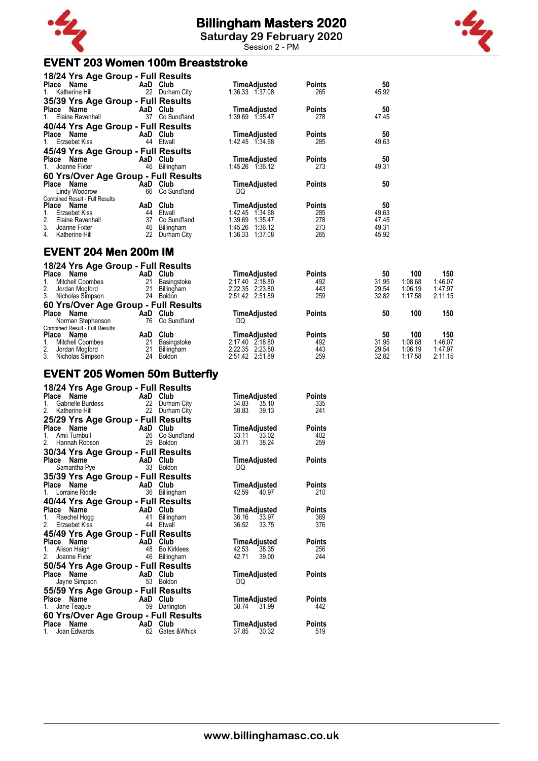# Billingham Masters 2020

Saturday 29 February 2020

Session 2 - PM

## EVENT 203 Women 100m Breaststroke

### 18/24 Yrs Age Group - Full Results

| Place | Name | AaD | Club | Time | Adjusted | Points | 50 |
|---|---|---|---|---|---|---|---|
| 1. | Katherine Hill | 22 | Durham City | 1:36.33 | 1:37.08 | 265 | 45.92 |

### 35/39 Yrs Age Group - Full Results

| Place | Name | AaD | Club | Time | Adjusted | Points | 50 |
|---|---|---|---|---|---|---|---|
| 1. | Elaine Ravenhall | 37 | Co Sund'land | 1:39.69 | 1:35.47 | 278 | 47.45 |

### 40/44 Yrs Age Group - Full Results

| Place | Name | AaD | Club | Time | Adjusted | Points | 50 |
|---|---|---|---|---|---|---|---|
| 1. | Erzsebet Kiss | 44 | Etwall | 1:42.45 | 1:34.68 | 285 | 49.63 |

### 45/49 Yrs Age Group - Full Results

| Place | Name | AaD | Club | Time | Adjusted | Points | 50 |
|---|---|---|---|---|---|---|---|
| 1. | Joanne Fixter | 46 | Billingham | 1:45.26 | 1:36.12 | 273 | 49.31 |

### 60 Yrs/Over Age Group - Full Results

| Place | Name | AaD | Club | Time | Adjusted | Points | 50 |
|---|---|---|---|---|---|---|---|
| | Lindy Woodrow | 66 | Co Sund'land | DQ | | | |

Combined Result - Full Results

| Place | Name | AaD | Club | Time | Adjusted | Points | 50 |
|---|---|---|---|---|---|---|---|
| 1. | Erzsebet Kiss | 44 | Etwall | 1:42.45 | 1:34.68 | 285 | 49.63 |
| 2. | Elaine Ravenhall | 37 | Co Sund'land | 1:39.69 | 1:35.47 | 278 | 47.45 |
| 3. | Joanne Fixter | 46 | Billingham | 1:45.26 | 1:36.12 | 273 | 49.31 |
| 4. | Katherine Hill | 22 | Durham City | 1:36.33 | 1:37.08 | 265 | 45.92 |

## EVENT 204 Men 200m IM

### 18/24 Yrs Age Group - Full Results

| Place | Name | AaD | Club | Time | Adjusted | Points | 50 | 100 | 150 |
|---|---|---|---|---|---|---|---|---|---|
| 1. | Mitchell Coombes | 21 | Basingstoke | 2:17.40 | 2:18.80 | 492 | 31.95 | 1:08.68 | 1:46.07 |
| 2. | Jordan Mogford | 21 | Billingham | 2:22.35 | 2:23.80 | 443 | 29.54 | 1:06.19 | 1:47.97 |
| 3. | Nicholas Simpson | 24 | Boldon | 2:51.42 | 2:51.89 | 259 | 32.82 | 1:17.58 | 2:11.15 |

### 60 Yrs/Over Age Group - Full Results

| Place | Name | AaD | Club | Time | Adjusted | Points | 50 | 100 | 150 |
|---|---|---|---|---|---|---|---|---|---|
| | Norman Stephenson | 76 | Co Sund'land | DQ | | | | | |

Combined Result - Full Results

| Place | Name | AaD | Club | Time | Adjusted | Points | 50 | 100 | 150 |
|---|---|---|---|---|---|---|---|---|---|
| 1. | Mitchell Coombes | 21 | Basingstoke | 2:17.40 | 2:18.80 | 492 | 31.95 | 1:08.68 | 1:46.07 |
| 2. | Jordan Mogford | 21 | Billingham | 2:22.35 | 2:23.80 | 443 | 29.54 | 1:06.19 | 1:47.97 |
| 3. | Nicholas Simpson | 24 | Boldon | 2:51.42 | 2:51.89 | 259 | 32.82 | 1:17.58 | 2:11.15 |

## EVENT 205 Women 50m Butterfly

### 18/24 Yrs Age Group - Full Results

| Place | Name | AaD | Club | Time | Adjusted | Points |
|---|---|---|---|---|---|---|
| 1. | Gabrielle Burdess | 22 | Durham City | 34.83 | 35.10 | 335 |
| 2. | Katherine Hill | 22 | Durham City | 38.83 | 39.13 | 241 |

### 25/29 Yrs Age Group - Full Results

| Place | Name | AaD | Club | Time | Adjusted | Points |
|---|---|---|---|---|---|---|
| 1. | Amii Turnbull | 26 | Co Sund'land | 33.11 | 33.02 | 402 |
| 2. | Hannah Robson | 29 | Boldon | 38.71 | 38.24 | 259 |

### 30/34 Yrs Age Group - Full Results

| Place | Name | AaD | Club | Time | Adjusted | Points |
|---|---|---|---|---|---|---|
| | Samantha Pye | 33 | Boldon | DQ | | |

### 35/39 Yrs Age Group - Full Results

| Place | Name | AaD | Club | Time | Adjusted | Points |
|---|---|---|---|---|---|---|
| 1. | Lorraine Riddle | 36 | Billingham | 42.59 | 40.97 | 210 |

### 40/44 Yrs Age Group - Full Results

| Place | Name | AaD | Club | Time | Adjusted | Points |
|---|---|---|---|---|---|---|
| 1. | Raechel Hogg | 41 | Billingham | 36.16 | 33.97 | 369 |
| 2. | Erzsebet Kiss | 44 | Etwall | 36.52 | 33.75 | 376 |

### 45/49 Yrs Age Group - Full Results

| Place | Name | AaD | Club | Time | Adjusted | Points |
|---|---|---|---|---|---|---|
| 1. | Alison Haigh | 48 | Bo Kirklees | 42.53 | 38.35 | 256 |
| 2. | Joanne Fixter | 46 | Billingham | 42.71 | 39.00 | 244 |

### 50/54 Yrs Age Group - Full Results

| Place | Name | AaD | Club | Time | Adjusted | Points |
|---|---|---|---|---|---|---|
| | Jayne Simpson | 53 | Boldon | DQ | | |

### 55/59 Yrs Age Group - Full Results

| Place | Name | AaD | Club | Time | Adjusted | Points |
|---|---|---|---|---|---|---|
| 1. | Jane Teague | 59 | Darlington | 38.74 | 31.99 | 442 |

### 60 Yrs/Over Age Group - Full Results

| Place | Name | AaD | Club | Time | Adjusted | Points |
|---|---|---|---|---|---|---|
| 1. | Joan Edwards | 62 | Gates &Whick | 37.85 | 30.32 | 519 |

www.billinghamasc.co.uk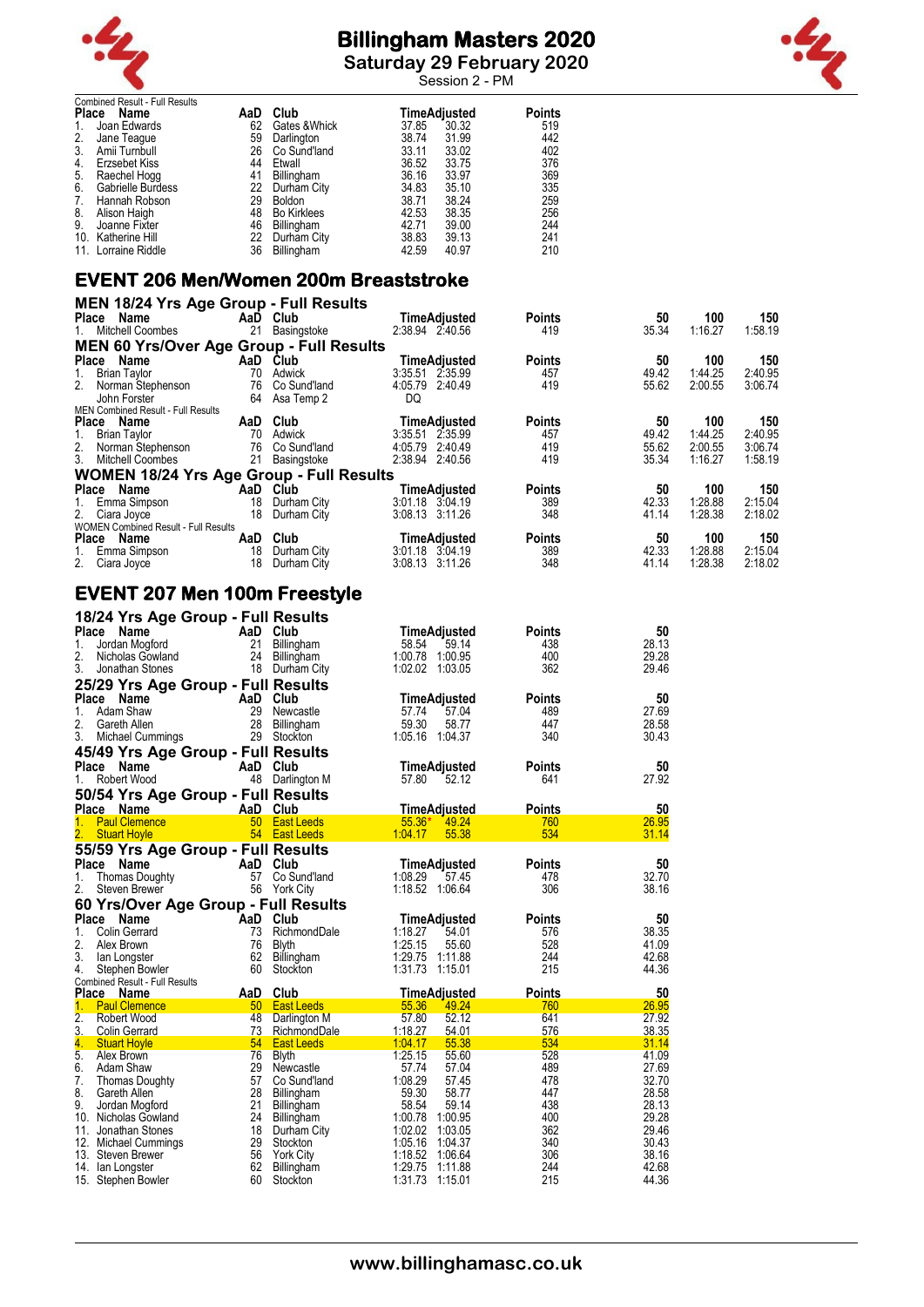# Billingham Masters 2020

**Saturday 29 February 2020**

Session 2 - PM

Combined Result - Full Results

| Place | Name | AaD | Club | Time | Adjusted | Points |
|---|---|---|---|---|---|---|
| 1. | Joan Edwards | 62 | Gates &Whick | 37.85 | 30.32 | 519 |
| 2. | Jane Teague | 59 | Darlington | 38.74 | 31.99 | 442 |
| 3. | Amii Turnbull | 26 | Co Sund'land | 33.11 | 33.02 | 402 |
| 4. | Erzsebet Kiss | 44 | Etwall | 36.52 | 33.75 | 376 |
| 5. | Raechel Hogg | 41 | Billingham | 36.16 | 33.97 | 369 |
| 6. | Gabrielle Burdess | 22 | Durham City | 34.83 | 35.10 | 335 |
| 7. | Hannah Robson | 29 | Boldon | 38.71 | 38.24 | 259 |
| 8. | Alison Haigh | 48 | Bo Kirklees | 42.53 | 38.35 | 256 |
| 9. | Joanne Fixter | 46 | Billingham | 42.71 | 39.00 | 244 |
| 10. | Katherine Hill | 22 | Durham City | 38.83 | 39.13 | 241 |
| 11. | Lorraine Riddle | 36 | Billingham | 42.59 | 40.97 | 210 |

## EVENT 206 Men/Women 200m Breaststroke

### MEN 18/24 Yrs Age Group - Full Results

| Place | Name | AaD | Club | Time | Adjusted | Points | 50 | 100 | 150 |
|---|---|---|---|---|---|---|---|---|---|
| 1. | Mitchell Coombes | 21 | Basingstoke | 2:38.94 | 2:40.56 | 419 | 35.34 | 1:16.27 | 1:58.19 |

### MEN 60 Yrs/Over Age Group - Full Results

| Place | Name | AaD | Club | Time | Adjusted | Points | 50 | 100 | 150 |
|---|---|---|---|---|---|---|---|---|---|
| 1. | Brian Taylor | 70 | Adwick | 3:35.51 | 2:35.99 | 457 | 49.42 | 1:44.25 | 2:40.95 |
| 2. | Norman Stephenson | 76 | Co Sund'land | 4:05.79 | 2:40.49 | 419 | 55.62 | 2:00.55 | 3:06.74 |
| | John Forster | 64 | Asa Temp 2 | DQ | | | | | |

MEN Combined Result - Full Results

| Place | Name | AaD | Club | Time | Adjusted | Points | 50 | 100 | 150 |
|---|---|---|---|---|---|---|---|---|---|
| 1. | Brian Taylor | 70 | Adwick | 3:35.51 | 2:35.99 | 457 | 49.42 | 1:44.25 | 2:40.95 |
| 2. | Norman Stephenson | 76 | Co Sund'land | 4:05.79 | 2:40.49 | 419 | 55.62 | 2:00.55 | 3:06.74 |
| 3. | Mitchell Coombes | 21 | Basingstoke | 2:38.94 | 2:40.56 | 419 | 35.34 | 1:16.27 | 1:58.19 |

### WOMEN 18/24 Yrs Age Group - Full Results

| Place | Name | AaD | Club | Time | Adjusted | Points | 50 | 100 | 150 |
|---|---|---|---|---|---|---|---|---|---|
| 1. | Emma Simpson | 18 | Durham City | 3:01.18 | 3:04.19 | 389 | 42.33 | 1:28.88 | 2:15.04 |
| 2. | Ciara Joyce | 18 | Durham City | 3:08.13 | 3:11.26 | 348 | 41.14 | 1:28.38 | 2:18.02 |

WOMEN Combined Result - Full Results

| Place | Name | AaD | Club | Time | Adjusted | Points | 50 | 100 | 150 |
|---|---|---|---|---|---|---|---|---|---|
| 1. | Emma Simpson | 18 | Durham City | 3:01.18 | 3:04.19 | 389 | 42.33 | 1:28.88 | 2:15.04 |
| 2. | Ciara Joyce | 18 | Durham City | 3:08.13 | 3:11.26 | 348 | 41.14 | 1:28.38 | 2:18.02 |

## EVENT 207 Men 100m Freestyle

### 18/24 Yrs Age Group - Full Results

| Place | Name | AaD | Club | Time | Adjusted | Points | 50 |
|---|---|---|---|---|---|---|---|
| 1. | Jordan Mogford | 21 | Billingham | 58.54 | 59.14 | 438 | 28.13 |
| 2. | Nicholas Gowland | 24 | Billingham | 1:00.78 | 1:00.95 | 400 | 29.28 |
| 3. | Jonathan Stones | 18 | Durham City | 1:02.02 | 1:03.05 | 362 | 29.46 |

### 25/29 Yrs Age Group - Full Results

| Place | Name | AaD | Club | Time | Adjusted | Points | 50 |
|---|---|---|---|---|---|---|---|
| 1. | Adam Shaw | 29 | Newcastle | 57.74 | 57.04 | 489 | 27.69 |
| 2. | Gareth Allen | 28 | Billingham | 59.30 | 58.77 | 447 | 28.58 |
| 3. | Michael Cummings | 29 | Stockton | 1:05.16 | 1:04.37 | 340 | 30.43 |

### 45/49 Yrs Age Group - Full Results

| Place | Name | AaD | Club | Time | Adjusted | Points | 50 |
|---|---|---|---|---|---|---|---|
| 1. | Robert Wood | 48 | Darlington M | 57.80 | 52.12 | 641 | 27.92 |

### 50/54 Yrs Age Group - Full Results

| Place | Name | AaD | Club | Time | Adjusted | Points | 50 |
|---|---|---|---|---|---|---|---|
| 1. | Paul Clemence | 50 | East Leeds | 55.36* | 49.24 | 760 | 26.95 |
| 2. | Stuart Hoyle | 54 | East Leeds | 1:04.17 | 55.38 | 534 | 31.14 |

### 55/59 Yrs Age Group - Full Results

| Place | Name | AaD | Club | Time | Adjusted | Points | 50 |
|---|---|---|---|---|---|---|---|
| 1. | Thomas Doughty | 57 | Co Sund'land | 1:08.29 | 57.45 | 478 | 32.70 |
| 2. | Steven Brewer | 56 | York City | 1:18.52 | 1:06.64 | 306 | 38.16 |

### 60 Yrs/Over Age Group - Full Results

| Place | Name | AaD | Club | Time | Adjusted | Points | 50 |
|---|---|---|---|---|---|---|---|
| 1. | Colin Gerrard | 73 | RichmondDale | 1:18.27 | 54.01 | 576 | 38.35 |
| 2. | Alex Brown | 76 | Blyth | 1:25.15 | 55.60 | 528 | 41.09 |
| 3. | Ian Longster | 62 | Billingham | 1:29.75 | 1:11.88 | 244 | 42.68 |
| 4. | Stephen Bowler | 60 | Stockton | 1:31.73 | 1:15.01 | 215 | 44.36 |

Combined Result - Full Results

| Place | Name | AaD | Club | Time | Adjusted | Points | 50 |
|---|---|---|---|---|---|---|---|
| 1. | Paul Clemence | 50 | East Leeds | 55.36 | 49.24 | 760 | 26.95 |
| 2. | Robert Wood | 48 | Darlington M | 57.80 | 52.12 | 641 | 27.92 |
| 3. | Colin Gerrard | 73 | RichmondDale | 1:18.27 | 54.01 | 576 | 38.35 |
| 4. | Stuart Hoyle | 54 | East Leeds | 1:04.17 | 55.38 | 534 | 31.14 |
| 5. | Alex Brown | 76 | Blyth | 1:25.15 | 55.60 | 528 | 41.09 |
| 6. | Adam Shaw | 29 | Newcastle | 57.74 | 57.04 | 489 | 27.69 |
| 7. | Thomas Doughty | 57 | Co Sund'land | 1:08.29 | 57.45 | 478 | 32.70 |
| 8. | Gareth Allen | 28 | Billingham | 59.30 | 58.77 | 447 | 28.58 |
| 9. | Jordan Mogford | 21 | Billingham | 58.54 | 59.14 | 438 | 28.13 |
| 10. | Nicholas Gowland | 24 | Billingham | 1:00.78 | 1:00.95 | 400 | 29.28 |
| 11. | Jonathan Stones | 18 | Durham City | 1:02.02 | 1:03.05 | 362 | 29.46 |
| 12. | Michael Cummings | 29 | Stockton | 1:05.16 | 1:04.37 | 340 | 30.43 |
| 13. | Steven Brewer | 56 | York City | 1:18.52 | 1:06.64 | 306 | 38.16 |
| 14. | Ian Longster | 62 | Billingham | 1:29.75 | 1:11.88 | 244 | 42.68 |
| 15. | Stephen Bowler | 60 | Stockton | 1:31.73 | 1:15.01 | 215 | 44.36 |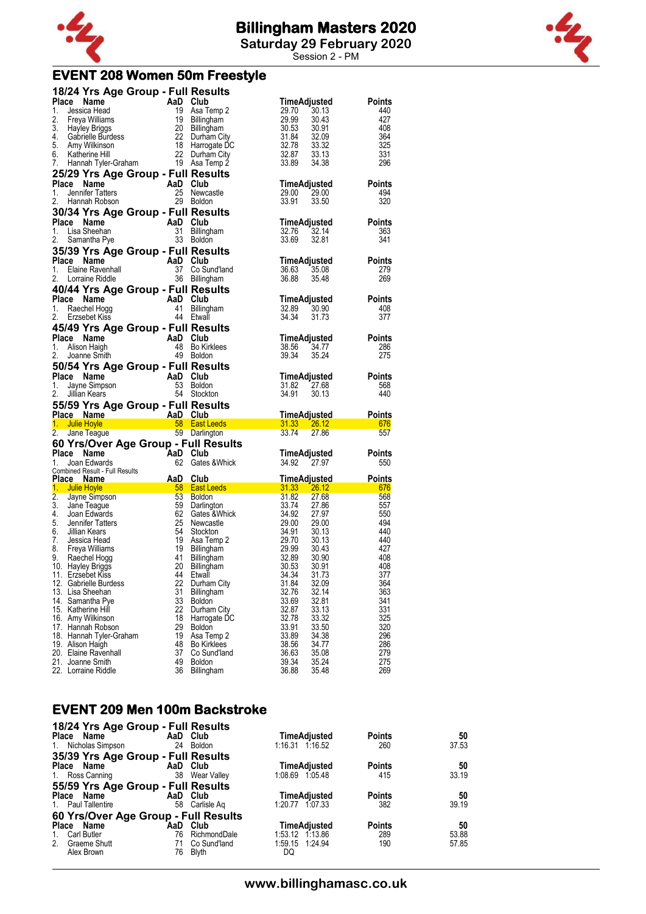# Billingham Masters 2020

**Saturday 29 February 2020**

Session 2 - PM

## EVENT 208 Women 50m Freestyle

### 18/24 Yrs Age Group - Full Results

| Place | Name | AaD | Club | Time | Adjusted | Points |
|---|---|---|---|---|---|---|
| 1. | Jessica Head | 19 | Asa Temp 2 | 29.70 | 30.13 | 440 |
| 2. | Freya Williams | 19 | Billingham | 29.99 | 30.43 | 427 |
| 3. | Hayley Briggs | 20 | Billingham | 30.53 | 30.91 | 408 |
| 4. | Gabrielle Burdess | 22 | Durham City | 31.84 | 32.09 | 364 |
| 5. | Amy Wilkinson | 18 | Harrogate DC | 32.78 | 33.32 | 325 |
| 6. | Katherine Hill | 22 | Durham City | 32.87 | 33.13 | 331 |
| 7. | Hannah Tyler-Graham | 19 | Asa Temp 2 | 33.89 | 34.38 | 296 |

### 25/29 Yrs Age Group - Full Results

| Place | Name | AaD | Club | Time | Adjusted | Points |
|---|---|---|---|---|---|---|
| 1. | Jennifer Tatters | 25 | Newcastle | 29.00 | 29.00 | 494 |
| 2. | Hannah Robson | 29 | Boldon | 33.91 | 33.50 | 320 |

### 30/34 Yrs Age Group - Full Results

| Place | Name | AaD | Club | Time | Adjusted | Points |
|---|---|---|---|---|---|---|
| 1. | Lisa Sheehan | 31 | Billingham | 32.76 | 32.14 | 363 |
| 2. | Samantha Pye | 33 | Boldon | 33.69 | 32.81 | 341 |

### 35/39 Yrs Age Group - Full Results

| Place | Name | AaD | Club | Time | Adjusted | Points |
|---|---|---|---|---|---|---|
| 1. | Elaine Ravenhall | 37 | Co Sund'land | 36.63 | 35.08 | 279 |
| 2. | Lorraine Riddle | 36 | Billingham | 36.88 | 35.48 | 269 |

### 40/44 Yrs Age Group - Full Results

| Place | Name | AaD | Club | Time | Adjusted | Points |
|---|---|---|---|---|---|---|
| 1. | Raechel Hogg | 41 | Billingham | 32.89 | 30.90 | 408 |
| 2. | Erzsebet Kiss | 44 | Etwall | 34.34 | 31.73 | 377 |

### 45/49 Yrs Age Group - Full Results

| Place | Name | AaD | Club | Time | Adjusted | Points |
|---|---|---|---|---|---|---|
| 1. | Alison Haigh | 48 | Bo Kirklees | 38.56 | 34.77 | 286 |
| 2. | Joanne Smith | 49 | Boldon | 39.34 | 35.24 | 275 |

### 50/54 Yrs Age Group - Full Results

| Place | Name | AaD | Club | Time | Adjusted | Points |
|---|---|---|---|---|---|---|
| 1. | Jayne Simpson | 53 | Boldon | 31.82 | 27.68 | 568 |
| 2. | Jillian Kears | 54 | Stockton | 34.91 | 30.13 | 440 |

### 55/59 Yrs Age Group - Full Results

| Place | Name | AaD | Club | Time | Adjusted | Points |
|---|---|---|---|---|---|---|
| 1. | Julie Hoyle | 58 | East Leeds | 31.33 | 26.12 | 676 |
| 2. | Jane Teague | 59 | Darlington | 33.74 | 27.86 | 557 |

### 60 Yrs/Over Age Group - Full Results

| Place | Name | AaD | Club | Time | Adjusted | Points |
|---|---|---|---|---|---|---|
| 1. | Joan Edwards | 62 | Gates &Whick | 34.92 | 27.97 | 550 |

### Combined Result - Full Results

| Place | Name | AaD | Club | Time | Adjusted | Points |
|---|---|---|---|---|---|---|
| 1. | Julie Hoyle | 58 | East Leeds | 31.33 | 26.12 | 676 |
| 2. | Jayne Simpson | 53 | Boldon | 31.82 | 27.68 | 568 |
| 3. | Jane Teague | 59 | Darlington | 33.74 | 27.86 | 557 |
| 4. | Joan Edwards | 62 | Gates &Whick | 34.92 | 27.97 | 550 |
| 5. | Jennifer Tatters | 25 | Newcastle | 29.00 | 29.00 | 494 |
| 6. | Jillian Kears | 54 | Stockton | 34.91 | 30.13 | 440 |
| 7. | Jessica Head | 19 | Asa Temp 2 | 29.70 | 30.13 | 440 |
| 8. | Freya Williams | 19 | Billingham | 29.99 | 30.43 | 427 |
| 9. | Raechel Hogg | 41 | Billingham | 32.89 | 30.90 | 408 |
| 10. | Hayley Briggs | 20 | Billingham | 30.53 | 30.91 | 408 |
| 11. | Erzsebet Kiss | 44 | Etwall | 34.34 | 31.73 | 377 |
| 12. | Gabrielle Burdess | 22 | Durham City | 31.84 | 32.09 | 364 |
| 13. | Lisa Sheehan | 31 | Billingham | 32.76 | 32.14 | 363 |
| 14. | Samantha Pye | 33 | Boldon | 33.69 | 32.81 | 341 |
| 15. | Katherine Hill | 22 | Durham City | 32.87 | 33.13 | 331 |
| 16. | Amy Wilkinson | 18 | Harrogate DC | 32.78 | 33.32 | 325 |
| 17. | Hannah Robson | 29 | Boldon | 33.91 | 33.50 | 320 |
| 18. | Hannah Tyler-Graham | 19 | Asa Temp 2 | 33.89 | 34.38 | 296 |
| 19. | Alison Haigh | 48 | Bo Kirklees | 38.56 | 34.77 | 286 |
| 20. | Elaine Ravenhall | 37 | Co Sund'land | 36.63 | 35.08 | 279 |
| 21. | Joanne Smith | 49 | Boldon | 39.34 | 35.24 | 275 |
| 22. | Lorraine Riddle | 36 | Billingham | 36.88 | 35.48 | 269 |

## EVENT 209 Men 100m Backstroke

### 18/24 Yrs Age Group - Full Results

| Place | Name | AaD | Club | Time | Adjusted | Points | 50 |
|---|---|---|---|---|---|---|---|
| 1. | Nicholas Simpson | 24 | Boldon | 1:16.31 | 1:16.52 | 260 | 37.53 |

### 35/39 Yrs Age Group - Full Results

| Place | Name | AaD | Club | Time | Adjusted | Points | 50 |
|---|---|---|---|---|---|---|---|
| 1. | Ross Canning | 38 | Wear Valley | 1:08.69 | 1:05.48 | 415 | 33.19 |

### 55/59 Yrs Age Group - Full Results

| Place | Name | AaD | Club | Time | Adjusted | Points | 50 |
|---|---|---|---|---|---|---|---|
| 1. | Paul Tallentire | 58 | Carlisle Aq | 1:20.77 | 1:07.33 | 382 | 39.19 |

### 60 Yrs/Over Age Group - Full Results

| Place | Name | AaD | Club | Time | Adjusted | Points | 50 |
|---|---|---|---|---|---|---|---|
| 1. | Carl Butler | 76 | RichmondDale | 1:53.12 | 1:13.86 | 289 | 53.88 |
| 2. | Graeme Shutt | 71 | Co Sund'land | 1:59.15 | 1:24.94 | 190 | 57.85 |
| | Alex Brown | 76 | Blyth | DQ | | | |

www.billinghamasc.co.uk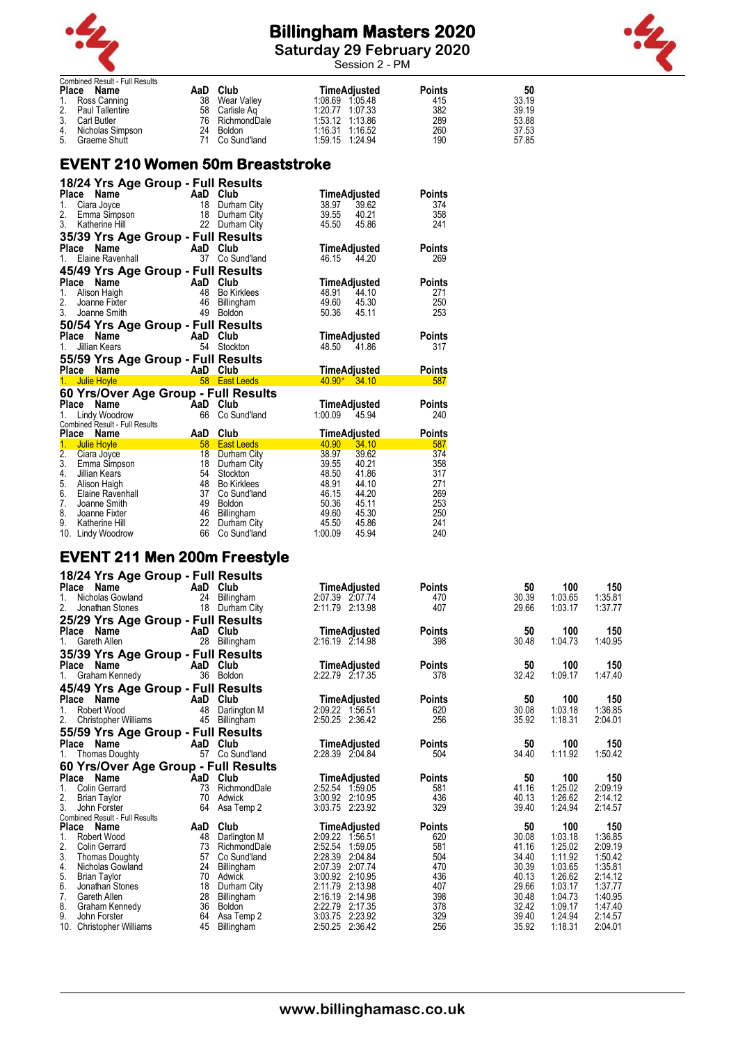# Billingham Masters 2020

## Saturday 29 February 2020

Session 2 - PM

Combined Result - Full Results

| Place | Name | AaD | Club | Time | Adjusted | Points | 50 |
|---|---|---|---|---|---|---|---|
| 1. | Ross Canning | 38 | Wear Valley | 1:08.69 | 1:05.48 | 415 | 33.19 |
| 2. | Paul Tallentire | 58 | Carlisle Aq | 1:20.77 | 1:07.33 | 382 | 39.19 |
| 3. | Carl Butler | 76 | RichmondDale | 1:53.12 | 1:13.86 | 289 | 53.88 |
| 4. | Nicholas Simpson | 24 | Boldon | 1:16.31 | 1:16.52 | 260 | 37.53 |
| 5. | Graeme Shutt | 71 | Co Sund'land | 1:59.15 | 1:24.94 | 190 | 57.85 |

## EVENT 210 Women 50m Breaststroke

### 18/24 Yrs Age Group - Full Results

| Place | Name | AaD | Club | Time | Adjusted | Points |
|---|---|---|---|---|---|---|
| 1. | Ciara Joyce | 18 | Durham City | 38.97 | 39.62 | 374 |
| 2. | Emma Simpson | 18 | Durham City | 39.55 | 40.21 | 358 |
| 3. | Katherine Hill | 22 | Durham City | 45.50 | 45.86 | 241 |

### 35/39 Yrs Age Group - Full Results

| Place | Name | AaD | Club | Time | Adjusted | Points |
|---|---|---|---|---|---|---|
| 1. | Elaine Ravenhall | 37 | Co Sund'land | 46.15 | 44.20 | 269 |

### 45/49 Yrs Age Group - Full Results

| Place | Name | AaD | Club | Time | Adjusted | Points |
|---|---|---|---|---|---|---|
| 1. | Alison Haigh | 48 | Bo Kirklees | 48.91 | 44.10 | 271 |
| 2. | Joanne Fixter | 46 | Billingham | 49.60 | 45.30 | 250 |
| 3. | Joanne Smith | 49 | Boldon | 50.36 | 45.11 | 253 |

### 50/54 Yrs Age Group - Full Results

| Place | Name | AaD | Club | Time | Adjusted | Points |
|---|---|---|---|---|---|---|
| 1. | Jillian Kears | 54 | Stockton | 48.50 | 41.86 | 317 |

### 55/59 Yrs Age Group - Full Results

| Place | Name | AaD | Club | Time | Adjusted | Points |
|---|---|---|---|---|---|---|
| 1. | Julie Hoyle | 58 | East Leeds | 40.90* | 34.10 | 587 |

### 60 Yrs/Over Age Group - Full Results

| Place | Name | AaD | Club | Time | Adjusted | Points |
|---|---|---|---|---|---|---|
| 1. | Lindy Woodrow | 66 | Co Sund'land | 1:00.09 | 45.94 | 240 |

Combined Result - Full Results

| Place | Name | AaD | Club | Time | Adjusted | Points |
|---|---|---|---|---|---|---|
| 1. | Julie Hoyle | 58 | East Leeds | 40.90 | 34.10 | 587 |
| 2. | Ciara Joyce | 18 | Durham City | 38.97 | 39.62 | 374 |
| 3. | Emma Simpson | 18 | Durham City | 39.55 | 40.21 | 358 |
| 4. | Jillian Kears | 54 | Stockton | 48.50 | 41.86 | 317 |
| 5. | Alison Haigh | 48 | Bo Kirklees | 48.91 | 44.10 | 271 |
| 6. | Elaine Ravenhall | 37 | Co Sund'land | 46.15 | 44.20 | 269 |
| 7. | Joanne Smith | 49 | Boldon | 50.36 | 45.11 | 253 |
| 8. | Joanne Fixter | 46 | Billingham | 49.60 | 45.30 | 250 |
| 9. | Katherine Hill | 22 | Durham City | 45.50 | 45.86 | 241 |
| 10. | Lindy Woodrow | 66 | Co Sund'land | 1:00.09 | 45.94 | 240 |

## EVENT 211 Men 200m Freestyle

### 18/24 Yrs Age Group - Full Results

| Place | Name | AaD | Club | Time | Adjusted | Points | 50 | 100 | 150 |
|---|---|---|---|---|---|---|---|---|---|
| 1. | Nicholas Gowland | 24 | Billingham | 2:07.39 | 2:07.74 | 470 | 30.39 | 1:03.65 | 1:35.81 |
| 2. | Jonathan Stones | 18 | Durham City | 2:11.79 | 2:13.98 | 407 | 29.66 | 1:03.17 | 1:37.77 |

### 25/29 Yrs Age Group - Full Results

| Place | Name | AaD | Club | Time | Adjusted | Points | 50 | 100 | 150 |
|---|---|---|---|---|---|---|---|---|---|
| 1. | Gareth Allen | 28 | Billingham | 2:16.19 | 2:14.98 | 398 | 30.48 | 1:04.73 | 1:40.95 |

### 35/39 Yrs Age Group - Full Results

| Place | Name | AaD | Club | Time | Adjusted | Points | 50 | 100 | 150 |
|---|---|---|---|---|---|---|---|---|---|
| 1. | Graham Kennedy | 36 | Boldon | 2:22.79 | 2:17.35 | 378 | 32.42 | 1:09.17 | 1:47.40 |

### 45/49 Yrs Age Group - Full Results

| Place | Name | AaD | Club | Time | Adjusted | Points | 50 | 100 | 150 |
|---|---|---|---|---|---|---|---|---|---|
| 1. | Robert Wood | 48 | Darlington M | 2:09.22 | 1:56.51 | 620 | 30.08 | 1:03.18 | 1:36.85 |
| 2. | Christopher Williams | 45 | Billingham | 2:50.25 | 2:36.42 | 256 | 35.92 | 1:18.31 | 2:04.01 |

### 55/59 Yrs Age Group - Full Results

| Place | Name | AaD | Club | Time | Adjusted | Points | 50 | 100 | 150 |
|---|---|---|---|---|---|---|---|---|---|
| 1. | Thomas Doughty | 57 | Co Sund'land | 2:28.39 | 2:04.84 | 504 | 34.40 | 1:11.92 | 1:50.42 |

### 60 Yrs/Over Age Group - Full Results

| Place | Name | AaD | Club | Time | Adjusted | Points | 50 | 100 | 150 |
|---|---|---|---|---|---|---|---|---|---|
| 1. | Colin Gerrard | 73 | RichmondDale | 2:52.54 | 1:59.05 | 581 | 41.16 | 1:25.02 | 2:09.19 |
| 2. | Brian Taylor | 70 | Adwick | 3:00.92 | 2:10.95 | 436 | 40.13 | 1:26.62 | 2:14.12 |
| 3. | John Forster | 64 | Asa Temp 2 | 3:03.75 | 2:23.92 | 329 | 39.40 | 1:24.94 | 2:14.57 |

Combined Result - Full Results

| Place | Name | AaD | Club | Time | Adjusted | Points | 50 | 100 | 150 |
|---|---|---|---|---|---|---|---|---|---|
| 1. | Robert Wood | 48 | Darlington M | 2:09.22 | 1:56.51 | 620 | 30.08 | 1:03.18 | 1:36.85 |
| 2. | Colin Gerrard | 73 | RichmondDale | 2:52.54 | 1:59.05 | 581 | 41.16 | 1:25.02 | 2:09.19 |
| 3. | Thomas Doughty | 57 | Co Sund'land | 2:28.39 | 2:04.84 | 504 | 34.40 | 1:11.92 | 1:50.42 |
| 4. | Nicholas Gowland | 24 | Billingham | 2:07.39 | 2:07.74 | 470 | 30.39 | 1:03.65 | 1:35.81 |
| 5. | Brian Taylor | 70 | Adwick | 3:00.92 | 2:10.95 | 436 | 40.13 | 1:26.62 | 2:14.12 |
| 6. | Jonathan Stones | 18 | Durham City | 2:11.79 | 2:13.98 | 407 | 29.66 | 1:03.17 | 1:37.77 |
| 7. | Gareth Allen | 28 | Billingham | 2:16.19 | 2:14.98 | 398 | 30.48 | 1:04.73 | 1:40.95 |
| 8. | Graham Kennedy | 36 | Boldon | 2:22.79 | 2:17.35 | 378 | 32.42 | 1:09.17 | 1:47.40 |
| 9. | John Forster | 64 | Asa Temp 2 | 3:03.75 | 2:23.92 | 329 | 39.40 | 1:24.94 | 2:14.57 |
| 10. | Christopher Williams | 45 | Billingham | 2:50.25 | 2:36.42 | 256 | 35.92 | 1:18.31 | 2:04.01 |

www.billinghamasc.co.uk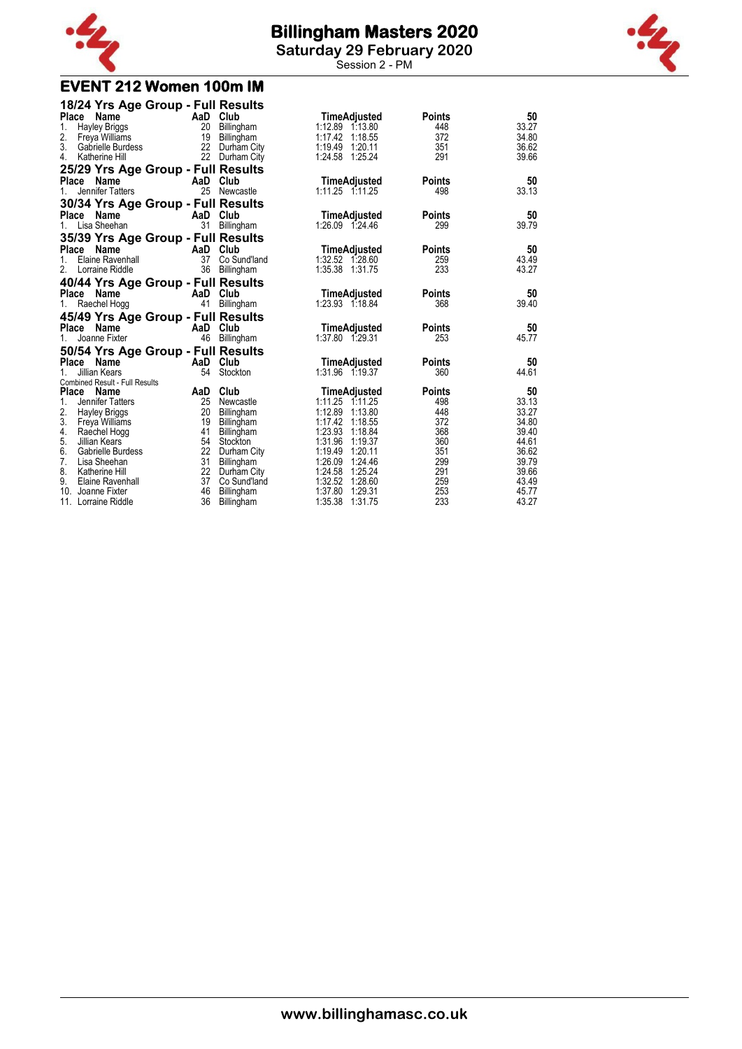# Billingham Masters 2020

## Saturday 29 February 2020

Session 2 - PM

## EVENT 212 Women 100m IM

### 18/24 Yrs Age Group - Full Results

| Place | Name | AaD | Club | Time | Adjusted | Points | 50 |
|---|---|---|---|---|---|---|---|
| 1. | Hayley Briggs | 20 | Billingham | 1:12.89 | 1:13.80 | 448 | 33.27 |
| 2. | Freya Williams | 19 | Billingham | 1:17.42 | 1:18.55 | 372 | 34.80 |
| 3. | Gabrielle Burdess | 22 | Durham City | 1:19.49 | 1:20.11 | 351 | 36.62 |
| 4. | Katherine Hill | 22 | Durham City | 1:24.58 | 1:25.24 | 291 | 39.66 |

### 25/29 Yrs Age Group - Full Results

| Place | Name | AaD | Club | Time | Adjusted | Points | 50 |
|---|---|---|---|---|---|---|---|
| 1. | Jennifer Tatters | 25 | Newcastle | 1:11.25 | 1:11.25 | 498 | 33.13 |

### 30/34 Yrs Age Group - Full Results

| Place | Name | AaD | Club | Time | Adjusted | Points | 50 |
|---|---|---|---|---|---|---|---|
| 1. | Lisa Sheehan | 31 | Billingham | 1:26.09 | 1:24.46 | 299 | 39.79 |

### 35/39 Yrs Age Group - Full Results

| Place | Name | AaD | Club | Time | Adjusted | Points | 50 |
|---|---|---|---|---|---|---|---|
| 1. | Elaine Ravenhall | 37 | Co Sund'land | 1:32.52 | 1:28.60 | 259 | 43.49 |
| 2. | Lorraine Riddle | 36 | Billingham | 1:35.38 | 1:31.75 | 233 | 43.27 |

### 40/44 Yrs Age Group - Full Results

| Place | Name | AaD | Club | Time | Adjusted | Points | 50 |
|---|---|---|---|---|---|---|---|
| 1. | Raechel Hogg | 41 | Billingham | 1:23.93 | 1:18.84 | 368 | 39.40 |

### 45/49 Yrs Age Group - Full Results

| Place | Name | AaD | Club | Time | Adjusted | Points | 50 |
|---|---|---|---|---|---|---|---|
| 1. | Joanne Fixter | 46 | Billingham | 1:37.80 | 1:29.31 | 253 | 45.77 |

### 50/54 Yrs Age Group - Full Results

| Place | Name | AaD | Club | Time | Adjusted | Points | 50 |
|---|---|---|---|---|---|---|---|
| 1. | Jillian Kears | 54 | Stockton | 1:31.96 | 1:19.37 | 360 | 44.61 |

Combined Result - Full Results

| Place | Name | AaD | Club | Time | Adjusted | Points | 50 |
|---|---|---|---|---|---|---|---|
| 1. | Jennifer Tatters | 25 | Newcastle | 1:11.25 | 1:11.25 | 498 | 33.13 |
| 2. | Hayley Briggs | 20 | Billingham | 1:12.89 | 1:13.80 | 448 | 33.27 |
| 3. | Freya Williams | 19 | Billingham | 1:17.42 | 1:18.55 | 372 | 34.80 |
| 4. | Raechel Hogg | 41 | Billingham | 1:23.93 | 1:18.84 | 368 | 39.40 |
| 5. | Jillian Kears | 54 | Stockton | 1:31.96 | 1:19.37 | 360 | 44.61 |
| 6. | Gabrielle Burdess | 22 | Durham City | 1:19.49 | 1:20.11 | 351 | 36.62 |
| 7. | Lisa Sheehan | 31 | Billingham | 1:26.09 | 1:24.46 | 299 | 39.79 |
| 8. | Katherine Hill | 22 | Durham City | 1:24.58 | 1:25.24 | 291 | 39.66 |
| 9. | Elaine Ravenhall | 37 | Co Sund'land | 1:32.52 | 1:28.60 | 259 | 43.49 |
| 10. | Joanne Fixter | 46 | Billingham | 1:37.80 | 1:29.31 | 253 | 45.77 |
| 11. | Lorraine Riddle | 36 | Billingham | 1:35.38 | 1:31.75 | 233 | 43.27 |

www.billinghamasc.co.uk